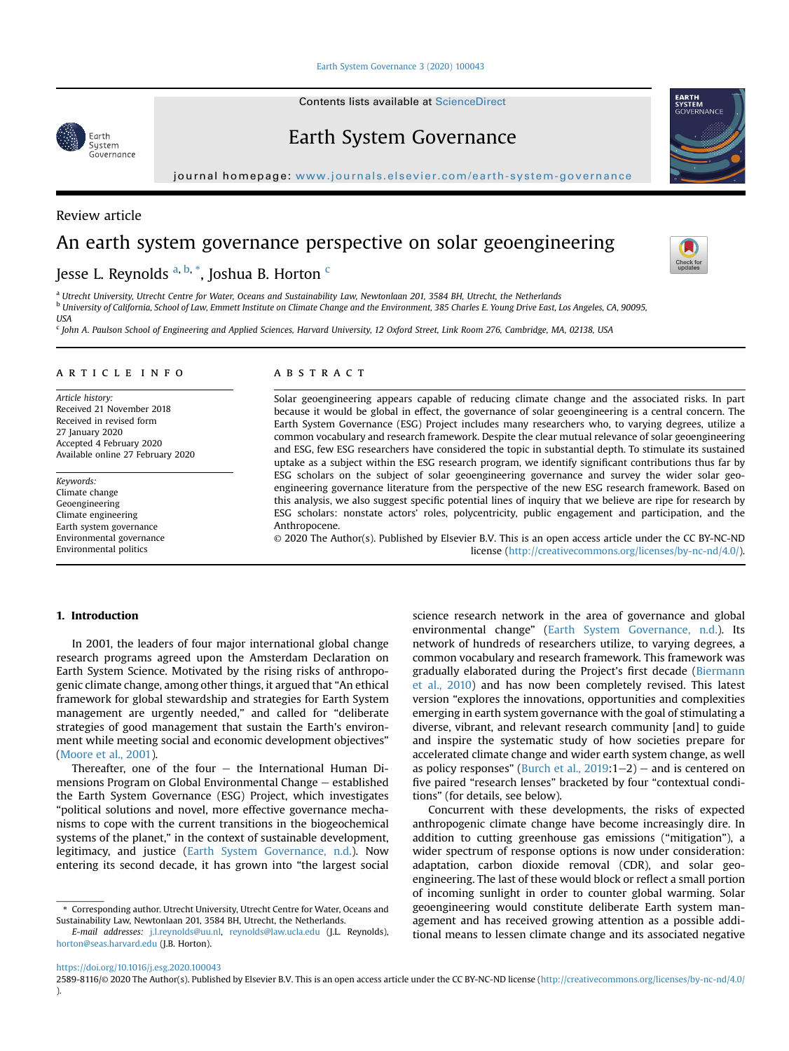Review article

# An earth system governance perspective on solar geoengineering

Jesse L. Reynolds [a, b, *], Joshua B. Horton [c]

[a] Utrecht University, Utrecht Centre for Water, Oceans and Sustainability Law, Newtonlaan 201, 3584 BH, Utrecht, the Netherlands
[b] University of California, School of Law, Emmett Institute on Climate Change and the Environment, 385 Charles E. Young Drive East, Los Angeles, CA, 90095, USA
[c] John A. Paulson School of Engineering and Applied Sciences, Harvard University, 12 Oxford Street, Link Room 276, Cambridge, MA, 02138, USA

## ARTICLE INFO

*Article history:*
Received 21 November 2018
Received in revised form 27 January 2020
Accepted 4 February 2020
Available online 27 February 2020

*Keywords:*
Climate change
Geoengineering
Climate engineering
Earth system governance
Environmental governance
Environmental politics

## ABSTRACT

Solar geoengineering appears capable of reducing climate change and the associated risks. In part because it would be global in effect, the governance of solar geoengineering is a central concern. The Earth System Governance (ESG) Project includes many researchers who, to varying degrees, utilize a common vocabulary and research framework. Despite the clear mutual relevance of solar geoengineering and ESG, few ESG researchers have considered the topic in substantial depth. To stimulate its sustained uptake as a subject within the ESG research program, we identify significant contributions thus far by ESG scholars on the subject of solar geoengineering governance and survey the wider solar geoengineering governance literature from the perspective of the new ESG research framework. Based on this analysis, we also suggest specific potential lines of inquiry that we believe are ripe for research by ESG scholars: nonstate actors' roles, polycentricity, public engagement and participation, and the Anthropocene.

© 2020 The Author(s). Published by Elsevier B.V. This is an open access article under the CC BY-NC-ND license (http://creativecommons.org/licenses/by-nc-nd/4.0/).

## 1. Introduction

In 2001, the leaders of four major international global change research programs agreed upon the Amsterdam Declaration on Earth System Science. Motivated by the rising risks of anthropogenic climate change, among other things, it argued that "An ethical framework for global stewardship and strategies for Earth System management are urgently needed," and called for "deliberate strategies of good management that sustain the Earth's environment while meeting social and economic development objectives" (Moore et al., 2001).

Thereafter, one of the four – the International Human Dimensions Program on Global Environmental Change – established the Earth System Governance (ESG) Project, which investigates "political solutions and novel, more effective governance mechanisms to cope with the current transitions in the biogeochemical systems of the planet," in the context of sustainable development, legitimacy, and justice (Earth System Governance, n.d.). Now entering its second decade, it has grown into "the largest social science research network in the area of governance and global environmental change" (Earth System Governance, n.d.). Its network of hundreds of researchers utilize, to varying degrees, a common vocabulary and research framework. This framework was gradually elaborated during the Project's first decade (Biermann et al., 2010) and has now been completely revised. This latest version "explores the innovations, opportunities and complexities emerging in earth system governance with the goal of stimulating a diverse, vibrant, and relevant research community [and] to guide and inspire the systematic study of how societies prepare for accelerated climate change and wider earth system change, as well as policy responses" (Burch et al., 2019:1–2) – and is centered on five paired "research lenses" bracketed by four "contextual conditions" (for details, see below).

Concurrent with these developments, the risks of expected anthropogenic climate change have become increasingly dire. In addition to cutting greenhouse gas emissions ("mitigation"), a wider spectrum of response options is now under consideration: adaptation, carbon dioxide removal (CDR), and solar geoengineering. The last of these would block or reflect a small portion of incoming sunlight in order to counter global warming. Solar geoengineering would constitute deliberate Earth system management and has received growing attention as a possible additional means to lessen climate change and its associated negative

\* Corresponding author. Utrecht University, Utrecht Centre for Water, Oceans and Sustainability Law, Newtonlaan 201, 3584 BH, Utrecht, the Netherlands.
*E-mail addresses:* j.l.reynolds@uu.nl, reynolds@law.ucla.edu (J.L. Reynolds), horton@seas.harvard.edu (J.B. Horton).

https://doi.org/10.1016/j.esg.2020.100043
2589-8116/© 2020 The Author(s). Published by Elsevier B.V. This is an open access article under the CC BY-NC-ND license (http://creativecommons.org/licenses/by-nc-nd/4.0/).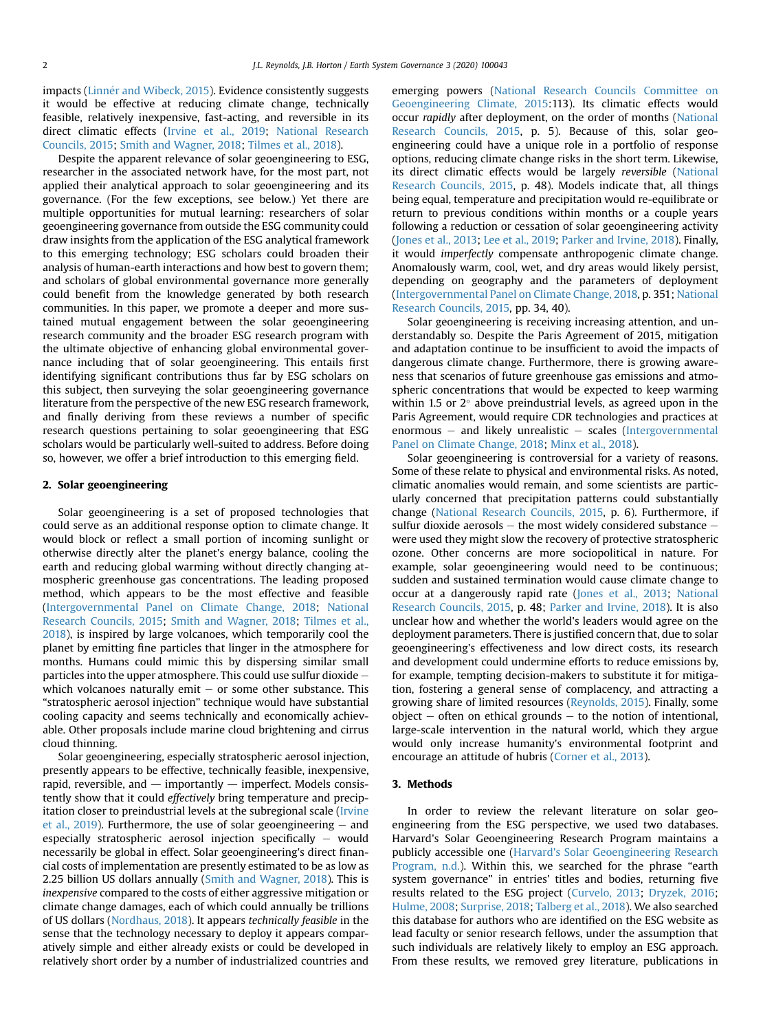impacts (Linnér and Wibeck, 2015). Evidence consistently suggests it would be effective at reducing climate change, technically feasible, relatively inexpensive, fast-acting, and reversible in its direct climatic effects (Irvine et al., 2019; National Research Councils, 2015; Smith and Wagner, 2018; Tilmes et al., 2018).

Despite the apparent relevance of solar geoengineering to ESG, researcher in the associated network have, for the most part, not applied their analytical approach to solar geoengineering and its governance. (For the few exceptions, see below.) Yet there are multiple opportunities for mutual learning: researchers of solar geoengineering governance from outside the ESG community could draw insights from the application of the ESG analytical framework to this emerging technology; ESG scholars could broaden their analysis of human-earth interactions and how best to govern them; and scholars of global environmental governance more generally could benefit from the knowledge generated by both research communities. In this paper, we promote a deeper and more sustained mutual engagement between the solar geoengineering research community and the broader ESG research program with the ultimate objective of enhancing global environmental governance including that of solar geoengineering. This entails first identifying significant contributions thus far by ESG scholars on this subject, then surveying the solar geoengineering governance literature from the perspective of the new ESG research framework, and finally deriving from these reviews a number of specific research questions pertaining to solar geoengineering that ESG scholars would be particularly well-suited to address. Before doing so, however, we offer a brief introduction to this emerging field.

## 2. Solar geoengineering

Solar geoengineering is a set of proposed technologies that could serve as an additional response option to climate change. It would block or reflect a small portion of incoming sunlight or otherwise directly alter the planet's energy balance, cooling the earth and reducing global warming without directly changing atmospheric greenhouse gas concentrations. The leading proposed method, which appears to be the most effective and feasible (Intergovernmental Panel on Climate Change, 2018; National Research Councils, 2015; Smith and Wagner, 2018; Tilmes et al., 2018), is inspired by large volcanoes, which temporarily cool the planet by emitting fine particles that linger in the atmosphere for months. Humans could mimic this by dispersing similar small particles into the upper atmosphere. This could use sulfur dioxide — which volcanoes naturally emit — or some other substance. This "stratospheric aerosol injection" technique would have substantial cooling capacity and seems technically and economically achievable. Other proposals include marine cloud brightening and cirrus cloud thinning.

Solar geoengineering, especially stratospheric aerosol injection, presently appears to be effective, technically feasible, inexpensive, rapid, reversible, and — importantly — imperfect. Models consistently show that it could *effectively* bring temperature and precipitation closer to preindustrial levels at the subregional scale (Irvine et al., 2019). Furthermore, the use of solar geoengineering — and especially stratospheric aerosol injection specifically — would necessarily be global in effect. Solar geoengineering's direct financial costs of implementation are presently estimated to be as low as 2.25 billion US dollars annually (Smith and Wagner, 2018). This is *inexpensive* compared to the costs of either aggressive mitigation or climate change damages, each of which could annually be trillions of US dollars (Nordhaus, 2018). It appears *technically feasible* in the sense that the technology necessary to deploy it appears comparatively simple and either already exists or could be developed in relatively short order by a number of industrialized countries and emerging powers (National Research Councils Committee on Geoengineering Climate, 2015:113). Its climatic effects would occur *rapidly* after deployment, on the order of months (National Research Councils, 2015, p. 5). Because of this, solar geoengineering could have a unique role in a portfolio of response options, reducing climate change risks in the short term. Likewise, its direct climatic effects would be largely *reversible* (National Research Councils, 2015, p. 48). Models indicate that, all things being equal, temperature and precipitation would re-equilibrate or return to previous conditions within months or a couple years following a reduction or cessation of solar geoengineering activity (Jones et al., 2013; Lee et al., 2019; Parker and Irvine, 2018). Finally, it would *imperfectly* compensate anthropogenic climate change. Anomalously warm, cool, wet, and dry areas would likely persist, depending on geography and the parameters of deployment (Intergovernmental Panel on Climate Change, 2018, p. 351; National Research Councils, 2015, pp. 34, 40).

Solar geoengineering is receiving increasing attention, and understandably so. Despite the Paris Agreement of 2015, mitigation and adaptation continue to be insufficient to avoid the impacts of dangerous climate change. Furthermore, there is growing awareness that scenarios of future greenhouse gas emissions and atmospheric concentrations that would be expected to keep warming within 1.5 or 2° above preindustrial levels, as agreed upon in the Paris Agreement, would require CDR technologies and practices at enormous — and likely unrealistic — scales (Intergovernmental Panel on Climate Change, 2018; Minx et al., 2018).

Solar geoengineering is controversial for a variety of reasons. Some of these relate to physical and environmental risks. As noted, climatic anomalies would remain, and some scientists are particularly concerned that precipitation patterns could substantially change (National Research Councils, 2015, p. 6). Furthermore, if sulfur dioxide aerosols — the most widely considered substance — were used they might slow the recovery of protective stratospheric ozone. Other concerns are more sociopolitical in nature. For example, solar geoengineering would need to be continuous; sudden and sustained termination would cause climate change to occur at a dangerously rapid rate (Jones et al., 2013; National Research Councils, 2015, p. 48; Parker and Irvine, 2018). It is also unclear how and whether the world's leaders would agree on the deployment parameters. There is justified concern that, due to solar geoengineering's effectiveness and low direct costs, its research and development could undermine efforts to reduce emissions by, for example, tempting decision-makers to substitute it for mitigation, fostering a general sense of complacency, and attracting a growing share of limited resources (Reynolds, 2015). Finally, some object — often on ethical grounds — to the notion of intentional, large-scale intervention in the natural world, which they argue would only increase humanity's environmental footprint and encourage an attitude of hubris (Corner et al., 2013).

## 3. Methods

In order to review the relevant literature on solar geoengineering from the ESG perspective, we used two databases. Harvard's Solar Geoengineering Research Program maintains a publicly accessible one (Harvard's Solar Geoengineering Research Program, n.d.). Within this, we searched for the phrase "earth system governance" in entries' titles and bodies, returning five results related to the ESG project (Curvelo, 2013; Dryzek, 2016; Hulme, 2008; Surprise, 2018; Talberg et al., 2018). We also searched this database for authors who are identified on the ESG website as lead faculty or senior research fellows, under the assumption that such individuals are relatively likely to employ an ESG approach. From these results, we removed grey literature, publications in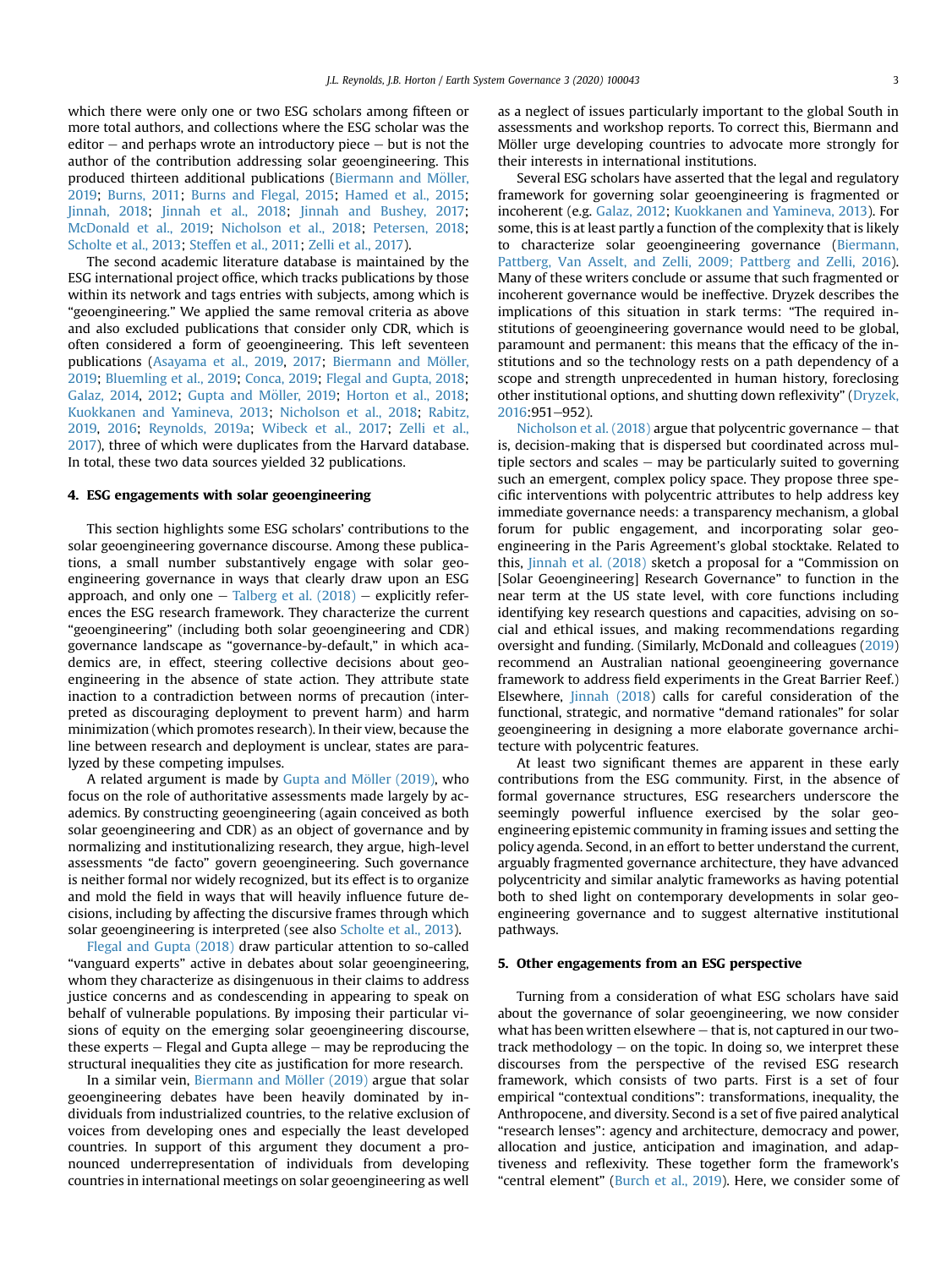which there were only one or two ESG scholars among fifteen or more total authors, and collections where the ESG scholar was the editor – and perhaps wrote an introductory piece – but is not the author of the contribution addressing solar geoengineering. This produced thirteen additional publications (Biermann and Möller, 2019; Burns, 2011; Burns and Flegal, 2015; Hamed et al., 2015; Jinnah, 2018; Jinnah et al., 2018; Jinnah and Bushey, 2017; McDonald et al., 2019; Nicholson et al., 2018; Petersen, 2018; Scholte et al., 2013; Steffen et al., 2011; Zelli et al., 2017).

The second academic literature database is maintained by the ESG international project office, which tracks publications by those within its network and tags entries with subjects, among which is "geoengineering." We applied the same removal criteria as above and also excluded publications that consider only CDR, which is often considered a form of geoengineering. This left seventeen publications (Asayama et al., 2019, 2017; Biermann and Möller, 2019; Bluemling et al., 2019; Conca, 2019; Flegal and Gupta, 2018; Galaz, 2014, 2012; Gupta and Möller, 2019; Horton et al., 2018; Kuokkanen and Yamineva, 2013; Nicholson et al., 2018; Rabitz, 2019, 2016; Reynolds, 2019a; Wibeck et al., 2017; Zelli et al., 2017), three of which were duplicates from the Harvard database. In total, these two data sources yielded 32 publications.

## 4. ESG engagements with solar geoengineering

This section highlights some ESG scholars' contributions to the solar geoengineering governance discourse. Among these publications, a small number substantively engage with solar geoengineering governance in ways that clearly draw upon an ESG approach, and only one – Talberg et al. (2018) – explicitly references the ESG research framework. They characterize the current "geoengineering" (including both solar geoengineering and CDR) governance landscape as "governance-by-default," in which academics are, in effect, steering collective decisions about geoengineering in the absence of state action. They attribute state inaction to a contradiction between norms of precaution (interpreted as discouraging deployment to prevent harm) and harm minimization (which promotes research). In their view, because the line between research and deployment is unclear, states are paralyzed by these competing impulses.

A related argument is made by Gupta and Möller (2019), who focus on the role of authoritative assessments made largely by academics. By constructing geoengineering (again conceived as both solar geoengineering and CDR) as an object of governance and by normalizing and institutionalizing research, they argue, high-level assessments "de facto" govern geoengineering. Such governance is neither formal nor widely recognized, but its effect is to organize and mold the field in ways that will heavily influence future decisions, including by affecting the discursive frames through which solar geoengineering is interpreted (see also Scholte et al., 2013).

Flegal and Gupta (2018) draw particular attention to so-called "vanguard experts" active in debates about solar geoengineering, whom they characterize as disingenuous in their claims to address justice concerns and as condescending in appearing to speak on behalf of vulnerable populations. By imposing their particular visions of equity on the emerging solar geoengineering discourse, these experts – Flegal and Gupta allege – may be reproducing the structural inequalities they cite as justification for more research.

In a similar vein, Biermann and Möller (2019) argue that solar geoengineering debates have been heavily dominated by individuals from industrialized countries, to the relative exclusion of voices from developing ones and especially the least developed countries. In support of this argument they document a pronounced underrepresentation of individuals from developing countries in international meetings on solar geoengineering as well as a neglect of issues particularly important to the global South in assessments and workshop reports. To correct this, Biermann and Möller urge developing countries to advocate more strongly for their interests in international institutions.

Several ESG scholars have asserted that the legal and regulatory framework for governing solar geoengineering is fragmented or incoherent (e.g. Galaz, 2012; Kuokkanen and Yamineva, 2013). For some, this is at least partly a function of the complexity that is likely to characterize solar geoengineering governance (Biermann, Pattberg, Van Asselt, and Zelli, 2009; Pattberg and Zelli, 2016). Many of these writers conclude or assume that such fragmented or incoherent governance would be ineffective. Dryzek describes the implications of this situation in stark terms: "The required institutions of geoengineering governance would need to be global, paramount and permanent: this means that the efficacy of the institutions and so the technology rests on a path dependency of a scope and strength unprecedented in human history, foreclosing other institutional options, and shutting down reflexivity" (Dryzek, 2016:951–952).

Nicholson et al. (2018) argue that polycentric governance – that is, decision-making that is dispersed but coordinated across multiple sectors and scales – may be particularly suited to governing such an emergent, complex policy space. They propose three specific interventions with polycentric attributes to help address key immediate governance needs: a transparency mechanism, a global forum for public engagement, and incorporating solar geoengineering in the Paris Agreement's global stocktake. Related to this, Jinnah et al. (2018) sketch a proposal for a "Commission on [Solar Geoengineering] Research Governance" to function in the near term at the US state level, with core functions including identifying key research questions and capacities, advising on social and ethical issues, and making recommendations regarding oversight and funding. (Similarly, McDonald and colleagues (2019) recommend an Australian national geoengineering governance framework to address field experiments in the Great Barrier Reef.) Elsewhere, Jinnah (2018) calls for careful consideration of the functional, strategic, and normative "demand rationales" for solar geoengineering in designing a more elaborate governance architecture with polycentric features.

At least two significant themes are apparent in these early contributions from the ESG community. First, in the absence of formal governance structures, ESG researchers underscore the seemingly powerful influence exercised by the solar geoengineering epistemic community in framing issues and setting the policy agenda. Second, in an effort to better understand the current, arguably fragmented governance architecture, they have advanced polycentricity and similar analytic frameworks as having potential both to shed light on contemporary developments in solar geoengineering governance and to suggest alternative institutional pathways.

## 5. Other engagements from an ESG perspective

Turning from a consideration of what ESG scholars have said about the governance of solar geoengineering, we now consider what has been written elsewhere – that is, not captured in our two-track methodology – on the topic. In doing so, we interpret these discourses from the perspective of the revised ESG research framework, which consists of two parts. First is a set of four empirical "contextual conditions": transformations, inequality, the Anthropocene, and diversity. Second is a set of five paired analytical "research lenses": agency and architecture, democracy and power, allocation and justice, anticipation and imagination, and adaptiveness and reflexivity. These together form the framework's "central element" (Burch et al., 2019). Here, we consider some of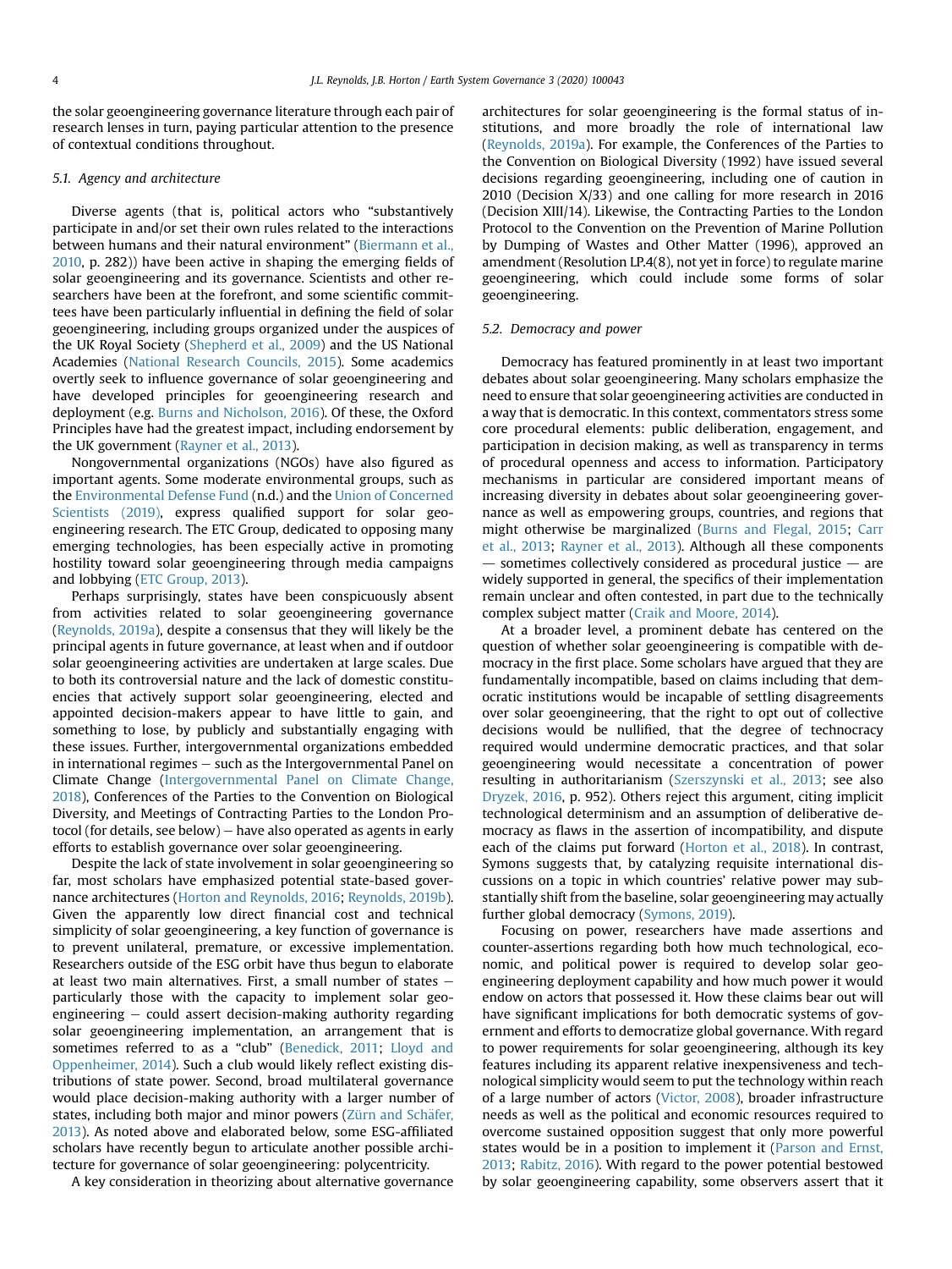the solar geoengineering governance literature through each pair of research lenses in turn, paying particular attention to the presence of contextual conditions throughout.

### 5.1. Agency and architecture

Diverse agents (that is, political actors who "substantively participate in and/or set their own rules related to the interactions between humans and their natural environment" (Biermann et al., 2010, p. 282)) have been active in shaping the emerging fields of solar geoengineering and its governance. Scientists and other researchers have been at the forefront, and some scientific committees have been particularly influential in defining the field of solar geoengineering, including groups organized under the auspices of the UK Royal Society (Shepherd et al., 2009) and the US National Academies (National Research Councils, 2015). Some academics overtly seek to influence governance of solar geoengineering and have developed principles for geoengineering research and deployment (e.g. Burns and Nicholson, 2016). Of these, the Oxford Principles have had the greatest impact, including endorsement by the UK government (Rayner et al., 2013).

Nongovernmental organizations (NGOs) have also figured as important agents. Some moderate environmental groups, such as the Environmental Defense Fund (n.d.) and the Union of Concerned Scientists (2019), express qualified support for solar geoengineering research. The ETC Group, dedicated to opposing many emerging technologies, has been especially active in promoting hostility toward solar geoengineering through media campaigns and lobbying (ETC Group, 2013).

Perhaps surprisingly, states have been conspicuously absent from activities related to solar geoengineering governance (Reynolds, 2019a), despite a consensus that they will likely be the principal agents in future governance, at least when and if outdoor solar geoengineering activities are undertaken at large scales. Due to both its controversial nature and the lack of domestic constituencies that actively support solar geoengineering, elected and appointed decision-makers appear to have little to gain, and something to lose, by publicly and substantially engaging with these issues. Further, intergovernmental organizations embedded in international regimes — such as the Intergovernmental Panel on Climate Change (Intergovernmental Panel on Climate Change, 2018), Conferences of the Parties to the Convention on Biological Diversity, and Meetings of Contracting Parties to the London Protocol (for details, see below) — have also operated as agents in early efforts to establish governance over solar geoengineering.

Despite the lack of state involvement in solar geoengineering so far, most scholars have emphasized potential state-based governance architectures (Horton and Reynolds, 2016; Reynolds, 2019b). Given the apparently low direct financial cost and technical simplicity of solar geoengineering, a key function of governance is to prevent unilateral, premature, or excessive implementation. Researchers outside of the ESG orbit have thus begun to elaborate at least two main alternatives. First, a small number of states — particularly those with the capacity to implement solar geoengineering — could assert decision-making authority regarding solar geoengineering implementation, an arrangement that is sometimes referred to as a "club" (Benedick, 2011; Lloyd and Oppenheimer, 2014). Such a club would likely reflect existing distributions of state power. Second, broad multilateral governance would place decision-making authority with a larger number of states, including both major and minor powers (Zürn and Schäfer, 2013). As noted above and elaborated below, some ESG-affiliated scholars have recently begun to articulate another possible architecture for governance of solar geoengineering: polycentricity.

A key consideration in theorizing about alternative governance architectures for solar geoengineering is the formal status of institutions, and more broadly the role of international law (Reynolds, 2019a). For example, the Conferences of the Parties to the Convention on Biological Diversity (1992) have issued several decisions regarding geoengineering, including one of caution in 2010 (Decision X/33) and one calling for more research in 2016 (Decision XIII/14). Likewise, the Contracting Parties to the London Protocol to the Convention on the Prevention of Marine Pollution by Dumping of Wastes and Other Matter (1996), approved an amendment (Resolution LP.4(8), not yet in force) to regulate marine geoengineering, which could include some forms of solar geoengineering.

### 5.2. Democracy and power

Democracy has featured prominently in at least two important debates about solar geoengineering. Many scholars emphasize the need to ensure that solar geoengineering activities are conducted in a way that is democratic. In this context, commentators stress some core procedural elements: public deliberation, engagement, and participation in decision making, as well as transparency in terms of procedural openness and access to information. Participatory mechanisms in particular are considered important means of increasing diversity in debates about solar geoengineering governance as well as empowering groups, countries, and regions that might otherwise be marginalized (Burns and Flegal, 2015; Carr et al., 2013; Rayner et al., 2013). Although all these components — sometimes collectively considered as procedural justice — are widely supported in general, the specifics of their implementation remain unclear and often contested, in part due to the technically complex subject matter (Craik and Moore, 2014).

At a broader level, a prominent debate has centered on the question of whether solar geoengineering is compatible with democracy in the first place. Some scholars have argued that they are fundamentally incompatible, based on claims including that democratic institutions would be incapable of settling disagreements over solar geoengineering, that the right to opt out of collective decisions would be nullified, that the degree of technocracy required would undermine democratic practices, and that solar geoengineering would necessitate a concentration of power resulting in authoritarianism (Szerszynski et al., 2013; see also Dryzek, 2016, p. 952). Others reject this argument, citing implicit technological determinism and an assumption of deliberative democracy as flaws in the assertion of incompatibility, and dispute each of the claims put forward (Horton et al., 2018). In contrast, Symons suggests that, by catalyzing requisite international discussions on a topic in which countries' relative power may substantially shift from the baseline, solar geoengineering may actually further global democracy (Symons, 2019).

Focusing on power, researchers have made assertions and counter-assertions regarding both how much technological, economic, and political power is required to develop solar geoengineering deployment capability and how much power it would endow on actors that possessed it. How these claims bear out will have significant implications for both democratic systems of government and efforts to democratize global governance. With regard to power requirements for solar geoengineering, although its key features including its apparent relative inexpensiveness and technological simplicity would seem to put the technology within reach of a large number of actors (Victor, 2008), broader infrastructure needs as well as the political and economic resources required to overcome sustained opposition suggest that only more powerful states would be in a position to implement it (Parson and Ernst, 2013; Rabitz, 2016). With regard to the power potential bestowed by solar geoengineering capability, some observers assert that it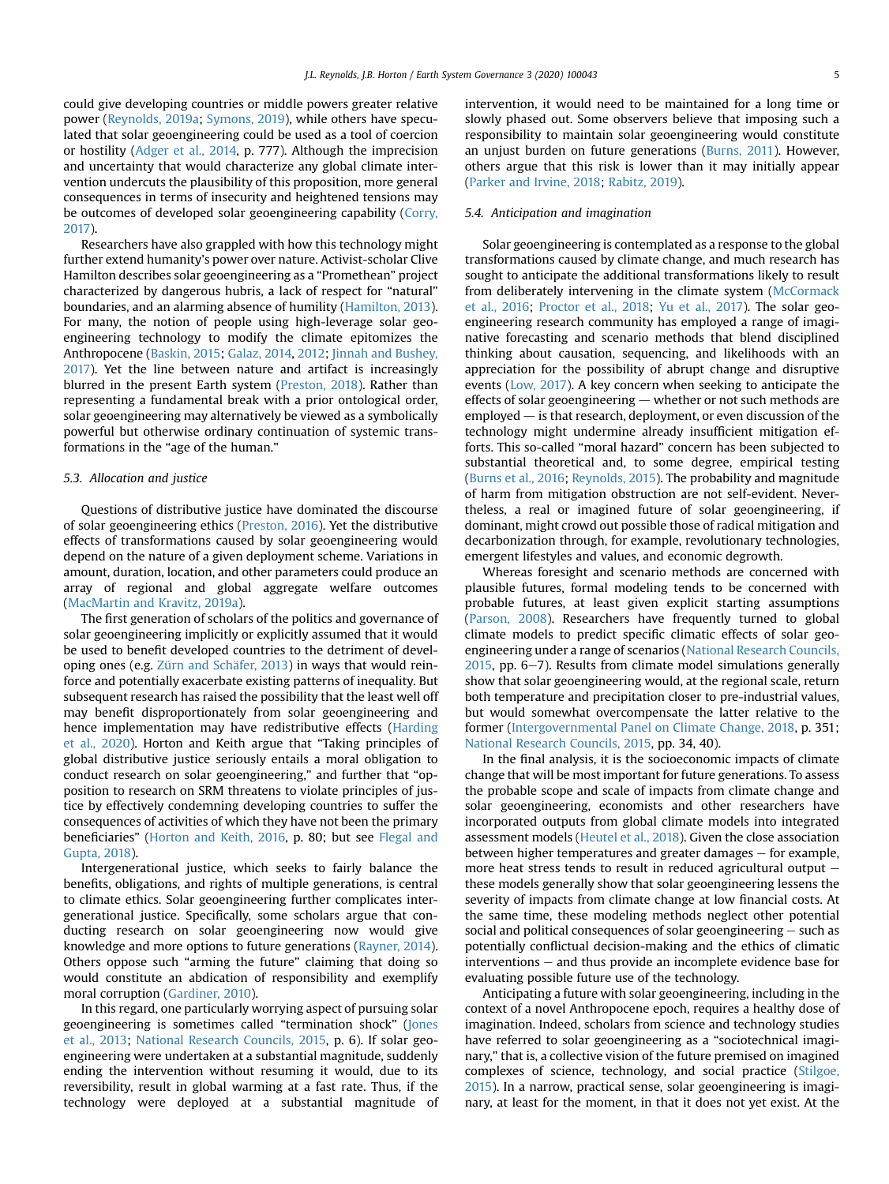could give developing countries or middle powers greater relative power (Reynolds, 2019a; Symons, 2019), while others have speculated that solar geoengineering could be used as a tool of coercion or hostility (Adger et al., 2014, p. 777). Although the imprecision and uncertainty that would characterize any global climate intervention undercuts the plausibility of this proposition, more general consequences in terms of insecurity and heightened tensions may be outcomes of developed solar geoengineering capability (Corry, 2017).

Researchers have also grappled with how this technology might further extend humanity's power over nature. Activist-scholar Clive Hamilton describes solar geoengineering as a "Promethean" project characterized by dangerous hubris, a lack of respect for "natural" boundaries, and an alarming absence of humility (Hamilton, 2013). For many, the notion of people using high-leverage solar geoengineering technology to modify the climate epitomizes the Anthropocene (Baskin, 2015; Galaz, 2014, 2012; Jinnah and Bushey, 2017). Yet the line between nature and artifact is increasingly blurred in the present Earth system (Preston, 2018). Rather than representing a fundamental break with a prior ontological order, solar geoengineering may alternatively be viewed as a symbolically powerful but otherwise ordinary continuation of systemic transformations in the "age of the human."

### 5.3. Allocation and justice

Questions of distributive justice have dominated the discourse of solar geoengineering ethics (Preston, 2016). Yet the distributive effects of transformations caused by solar geoengineering would depend on the nature of a given deployment scheme. Variations in amount, duration, location, and other parameters could produce an array of regional and global aggregate welfare outcomes (MacMartin and Kravitz, 2019a).

The first generation of scholars of the politics and governance of solar geoengineering implicitly or explicitly assumed that it would be used to benefit developed countries to the detriment of developing ones (e.g. Zürn and Schäfer, 2013) in ways that would reinforce and potentially exacerbate existing patterns of inequality. But subsequent research has raised the possibility that the least well off may benefit disproportionately from solar geoengineering and hence implementation may have redistributive effects (Harding et al., 2020). Horton and Keith argue that "Taking principles of global distributive justice seriously entails a moral obligation to conduct research on solar geoengineering," and further that "opposition to research on SRM threatens to violate principles of justice by effectively condemning developing countries to suffer the consequences of activities of which they have not been the primary beneficiaries" (Horton and Keith, 2016, p. 80; but see Flegal and Gupta, 2018).

Intergenerational justice, which seeks to fairly balance the benefits, obligations, and rights of multiple generations, is central to climate ethics. Solar geoengineering further complicates intergenerational justice. Specifically, some scholars argue that conducting research on solar geoengineering now would give knowledge and more options to future generations (Rayner, 2014). Others oppose such "arming the future" claiming that doing so would constitute an abdication of responsibility and exemplify moral corruption (Gardiner, 2010).

In this regard, one particularly worrying aspect of pursuing solar geoengineering is sometimes called "termination shock" (Jones et al., 2013; National Research Councils, 2015, p. 6). If solar geoengineering were undertaken at a substantial magnitude, suddenly ending the intervention without resuming it would, due to its reversibility, result in global warming at a fast rate. Thus, if the technology were deployed at a substantial magnitude of intervention, it would need to be maintained for a long time or slowly phased out. Some observers believe that imposing such a responsibility to maintain solar geoengineering would constitute an unjust burden on future generations (Burns, 2011). However, others argue that this risk is lower than it may initially appear (Parker and Irvine, 2018; Rabitz, 2019).

### 5.4. Anticipation and imagination

Solar geoengineering is contemplated as a response to the global transformations caused by climate change, and much research has sought to anticipate the additional transformations likely to result from deliberately intervening in the climate system (McCormack et al., 2016; Proctor et al., 2018; Yu et al., 2017). The solar geoengineering research community has employed a range of imaginative forecasting and scenario methods that blend disciplined thinking about causation, sequencing, and likelihoods with an appreciation for the possibility of abrupt change and disruptive events (Low, 2017). A key concern when seeking to anticipate the effects of solar geoengineering — whether or not such methods are employed — is that research, deployment, or even discussion of the technology might undermine already insufficient mitigation efforts. This so-called "moral hazard" concern has been subjected to substantial theoretical and, to some degree, empirical testing (Burns et al., 2016; Reynolds, 2015). The probability and magnitude of harm from mitigation obstruction are not self-evident. Nevertheless, a real or imagined future of solar geoengineering, if dominant, might crowd out possible those of radical mitigation and decarbonization through, for example, revolutionary technologies, emergent lifestyles and values, and economic degrowth.

Whereas foresight and scenario methods are concerned with plausible futures, formal modeling tends to be concerned with probable futures, at least given explicit starting assumptions (Parson, 2008). Researchers have frequently turned to global climate models to predict specific climatic effects of solar geoengineering under a range of scenarios (National Research Councils, 2015, pp. 6–7). Results from climate model simulations generally show that solar geoengineering would, at the regional scale, return both temperature and precipitation closer to pre-industrial values, but would somewhat overcompensate the latter relative to the former (Intergovernmental Panel on Climate Change, 2018, p. 351; National Research Councils, 2015, pp. 34, 40).

In the final analysis, it is the socioeconomic impacts of climate change that will be most important for future generations. To assess the probable scope and scale of impacts from climate change and solar geoengineering, economists and other researchers have incorporated outputs from global climate models into integrated assessment models (Heutel et al., 2018). Given the close association between higher temperatures and greater damages – for example, more heat stress tends to result in reduced agricultural output – these models generally show that solar geoengineering lessens the severity of impacts from climate change at low financial costs. At the same time, these modeling methods neglect other potential social and political consequences of solar geoengineering – such as potentially conflictual decision-making and the ethics of climatic interventions – and thus provide an incomplete evidence base for evaluating possible future use of the technology.

Anticipating a future with solar geoengineering, including in the context of a novel Anthropocene epoch, requires a healthy dose of imagination. Indeed, scholars from science and technology studies have referred to solar geoengineering as a "sociotechnical imaginary," that is, a collective vision of the future premised on imagined complexes of science, technology, and social practice (Stilgoe, 2015). In a narrow, practical sense, solar geoengineering is imaginary, at least for the moment, in that it does not yet exist. At the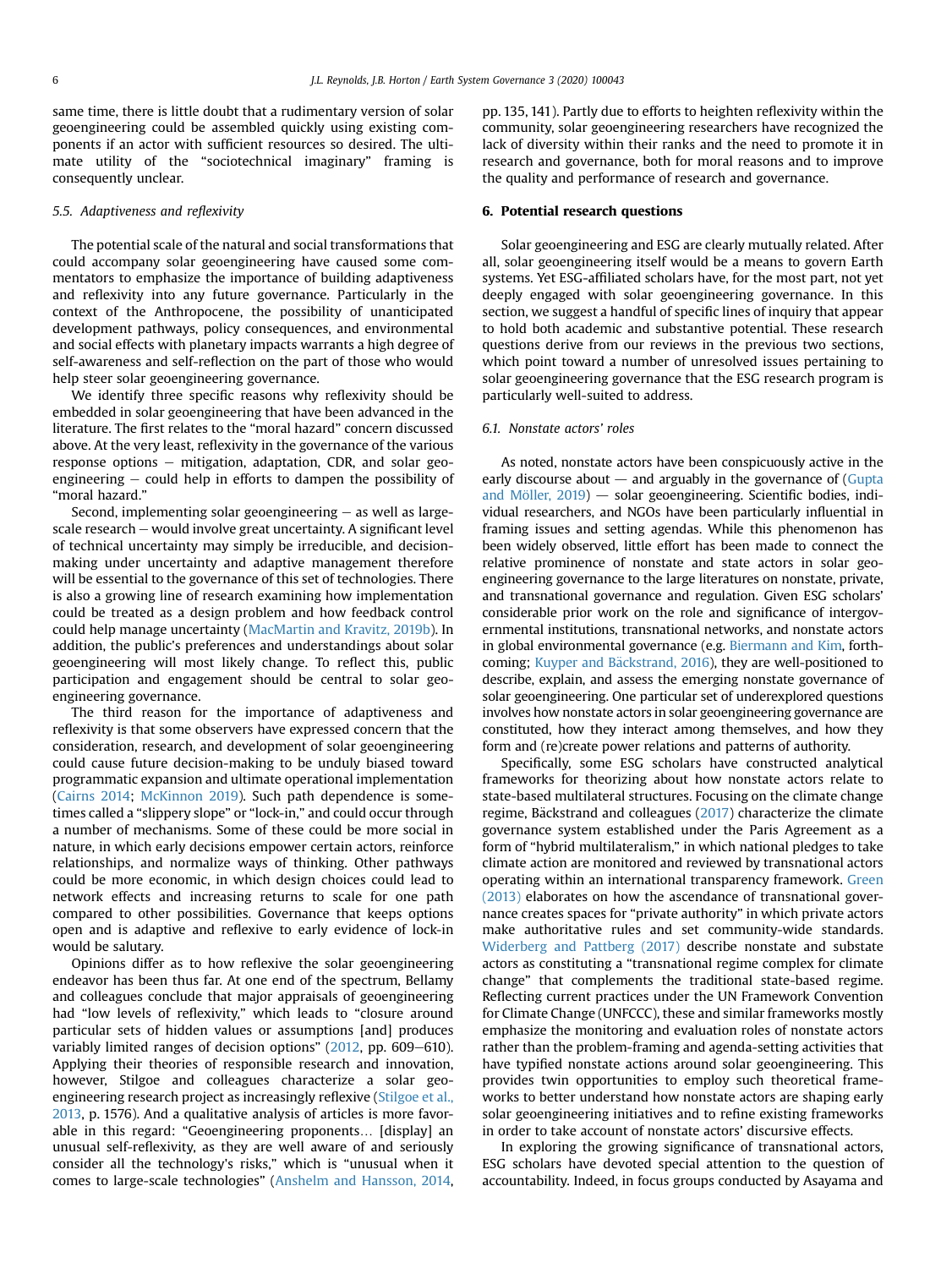same time, there is little doubt that a rudimentary version of solar geoengineering could be assembled quickly using existing components if an actor with sufficient resources so desired. The ultimate utility of the "sociotechnical imaginary" framing is consequently unclear.

### 5.5. Adaptiveness and reflexivity

The potential scale of the natural and social transformations that could accompany solar geoengineering have caused some commentators to emphasize the importance of building adaptiveness and reflexivity into any future governance. Particularly in the context of the Anthropocene, the possibility of unanticipated development pathways, policy consequences, and environmental and social effects with planetary impacts warrants a high degree of self-awareness and self-reflection on the part of those who would help steer solar geoengineering governance.

We identify three specific reasons why reflexivity should be embedded in solar geoengineering that have been advanced in the literature. The first relates to the "moral hazard" concern discussed above. At the very least, reflexivity in the governance of the various response options — mitigation, adaptation, CDR, and solar geoengineering — could help in efforts to dampen the possibility of "moral hazard."

Second, implementing solar geoengineering — as well as large-scale research — would involve great uncertainty. A significant level of technical uncertainty may simply be irreducible, and decision-making under uncertainty and adaptive management therefore will be essential to the governance of this set of technologies. There is also a growing line of research examining how implementation could be treated as a design problem and how feedback control could help manage uncertainty (MacMartin and Kravitz, 2019b). In addition, the public's preferences and understandings about solar geoengineering will most likely change. To reflect this, public participation and engagement should be central to solar geoengineering governance.

The third reason for the importance of adaptiveness and reflexivity is that some observers have expressed concern that the consideration, research, and development of solar geoengineering could cause future decision-making to be unduly biased toward programmatic expansion and ultimate operational implementation (Cairns 2014; McKinnon 2019). Such path dependence is sometimes called a "slippery slope" or "lock-in," and could occur through a number of mechanisms. Some of these could be more social in nature, in which early decisions empower certain actors, reinforce relationships, and normalize ways of thinking. Other pathways could be more economic, in which design choices could lead to network effects and increasing returns to scale for one path compared to other possibilities. Governance that keeps options open and is adaptive and reflexive to early evidence of lock-in would be salutary.

Opinions differ as to how reflexive the solar geoengineering endeavor has been thus far. At one end of the spectrum, Bellamy and colleagues conclude that major appraisals of geoengineering had "low levels of reflexivity," which leads to "closure around particular sets of hidden values or assumptions [and] produces variably limited ranges of decision options" (2012, pp. 609–610). Applying their theories of responsible research and innovation, however, Stilgoe and colleagues characterize a solar geoengineering research project as increasingly reflexive (Stilgoe et al., 2013, p. 1576). And a qualitative analysis of articles is more favorable in this regard: "Geoengineering proponents… [display] an unusual self-reflexivity, as they are well aware of and seriously consider all the technology's risks," which is "unusual when it comes to large-scale technologies" (Anshelm and Hansson, 2014, pp. 135, 141). Partly due to efforts to heighten reflexivity within the community, solar geoengineering researchers have recognized the lack of diversity within their ranks and the need to promote it in research and governance, both for moral reasons and to improve the quality and performance of research and governance.

## 6. Potential research questions

Solar geoengineering and ESG are clearly mutually related. After all, solar geoengineering itself would be a means to govern Earth systems. Yet ESG-affiliated scholars have, for the most part, not yet deeply engaged with solar geoengineering governance. In this section, we suggest a handful of specific lines of inquiry that appear to hold both academic and substantive potential. These research questions derive from our reviews in the previous two sections, which point toward a number of unresolved issues pertaining to solar geoengineering governance that the ESG research program is particularly well-suited to address.

### 6.1. Nonstate actors' roles

As noted, nonstate actors have been conspicuously active in the early discourse about — and arguably in the governance of (Gupta and Möller, 2019) — solar geoengineering. Scientific bodies, individual researchers, and NGOs have been particularly influential in framing issues and setting agendas. While this phenomenon has been widely observed, little effort has been made to connect the relative prominence of nonstate and state actors in solar geoengineering governance to the large literatures on nonstate, private, and transnational governance and regulation. Given ESG scholars' considerable prior work on the role and significance of intergovernmental institutions, transnational networks, and nonstate actors in global environmental governance (e.g. Biermann and Kim, forthcoming; Kuyper and Bäckstrand, 2016), they are well-positioned to describe, explain, and assess the emerging nonstate governance of solar geoengineering. One particular set of underexplored questions involves how nonstate actors in solar geoengineering governance are constituted, how they interact among themselves, and how they form and (re)create power relations and patterns of authority.

Specifically, some ESG scholars have constructed analytical frameworks for theorizing about how nonstate actors relate to state-based multilateral structures. Focusing on the climate change regime, Bäckstrand and colleagues (2017) characterize the climate governance system established under the Paris Agreement as a form of "hybrid multilateralism," in which national pledges to take climate action are monitored and reviewed by transnational actors operating within an international transparency framework. Green (2013) elaborates on how the ascendance of transnational governance creates spaces for "private authority" in which private actors make authoritative rules and set community-wide standards. Widerberg and Pattberg (2017) describe nonstate and substate actors as constituting a "transnational regime complex for climate change" that complements the traditional state-based regime. Reflecting current practices under the UN Framework Convention for Climate Change (UNFCCC), these and similar frameworks mostly emphasize the monitoring and evaluation roles of nonstate actors rather than the problem-framing and agenda-setting activities that have typified nonstate actions around solar geoengineering. This provides twin opportunities to employ such theoretical frameworks to better understand how nonstate actors are shaping early solar geoengineering initiatives and to refine existing frameworks in order to take account of nonstate actors' discursive effects.

In exploring the growing significance of transnational actors, ESG scholars have devoted special attention to the question of accountability. Indeed, in focus groups conducted by Asayama and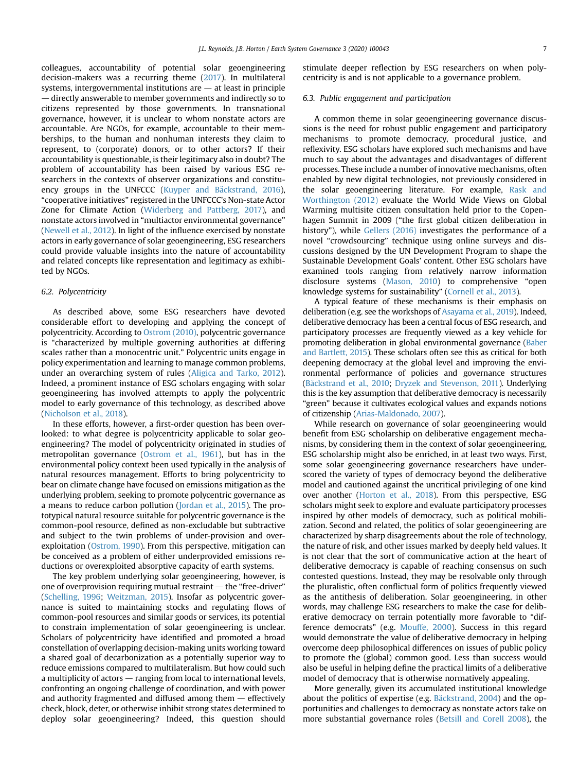colleagues, accountability of potential solar geoengineering decision-makers was a recurring theme (2017). In multilateral systems, intergovernmental institutions are — at least in principle — directly answerable to member governments and indirectly so to citizens represented by those governments. In transnational governance, however, it is unclear to whom nonstate actors are accountable. Are NGOs, for example, accountable to their memberships, to the human and nonhuman interests they claim to represent, to (corporate) donors, or to other actors? If their accountability is questionable, is their legitimacy also in doubt? The problem of accountability has been raised by various ESG researchers in the contexts of observer organizations and constituency groups in the UNFCCC (Kuyper and Bäckstrand, 2016), "cooperative initiatives" registered in the UNFCCC's Non-state Actor Zone for Climate Action (Widerberg and Pattberg, 2017), and nonstate actors involved in "multiactor environmental governance" (Newell et al., 2012). In light of the influence exercised by nonstate actors in early governance of solar geoengineering, ESG researchers could provide valuable insights into the nature of accountability and related concepts like representation and legitimacy as exhibited by NGOs.

### 6.2. Polycentricity

As described above, some ESG researchers have devoted considerable effort to developing and applying the concept of polycentricity. According to Ostrom (2010), polycentric governance is "characterized by multiple governing authorities at differing scales rather than a monocentric unit." Polycentric units engage in policy experimentation and learning to manage common problems, under an overarching system of rules (Aligica and Tarko, 2012). Indeed, a prominent instance of ESG scholars engaging with solar geoengineering has involved attempts to apply the polycentric model to early governance of this technology, as described above (Nicholson et al., 2018).

In these efforts, however, a first-order question has been overlooked: to what degree is polycentricity applicable to solar geoengineering? The model of polycentricity originated in studies of metropolitan governance (Ostrom et al., 1961), but has in the environmental policy context been used typically in the analysis of natural resources management. Efforts to bring polycentricity to bear on climate change have focused on emissions mitigation as the underlying problem, seeking to promote polycentric governance as a means to reduce carbon pollution (Jordan et al., 2015). The prototypical natural resource suitable for polycentric governance is the common-pool resource, defined as non-excludable but subtractive and subject to the twin problems of under-provision and overexploitation (Ostrom, 1990). From this perspective, mitigation can be conceived as a problem of either underprovided emissions reductions or overexploited absorptive capacity of earth systems.

The key problem underlying solar geoengineering, however, is one of overprovision requiring mutual restraint — the "free-driver" (Schelling, 1996; Weitzman, 2015). Insofar as polycentric governance is suited to maintaining stocks and regulating flows of common-pool resources and similar goods or services, its potential to constrain implementation of solar geoengineering is unclear. Scholars of polycentricity have identified and promoted a broad constellation of overlapping decision-making units working toward a shared goal of decarbonization as a potentially superior way to reduce emissions compared to multilateralism. But how could such a multiplicity of actors — ranging from local to international levels, confronting an ongoing challenge of coordination, and with power and authority fragmented and diffused among them — effectively check, block, deter, or otherwise inhibit strong states determined to deploy solar geoengineering? Indeed, this question should stimulate deeper reflection by ESG researchers on when polycentricity is and is not applicable to a governance problem.

### 6.3. Public engagement and participation

A common theme in solar geoengineering governance discussions is the need for robust public engagement and participatory mechanisms to promote democracy, procedural justice, and reflexivity. ESG scholars have explored such mechanisms and have much to say about the advantages and disadvantages of different processes. These include a number of innovative mechanisms, often enabled by new digital technologies, not previously considered in the solar geoengineering literature. For example, Rask and Worthington (2012) evaluate the World Wide Views on Global Warming multisite citizen consultation held prior to the Copenhagen Summit in 2009 ("the first global citizen deliberation in history"), while Gellers (2016) investigates the performance of a novel "crowdsourcing" technique using online surveys and discussions designed by the UN Development Program to shape the Sustainable Development Goals' content. Other ESG scholars have examined tools ranging from relatively narrow information disclosure systems (Mason, 2010) to comprehensive "open knowledge systems for sustainability" (Cornell et al., 2013).

A typical feature of these mechanisms is their emphasis on deliberation (e.g. see the workshops of Asayama et al., 2019). Indeed, deliberative democracy has been a central focus of ESG research, and participatory processes are frequently viewed as a key vehicle for promoting deliberation in global environmental governance (Baber and Bartlett, 2015). These scholars often see this as critical for both deepening democracy at the global level and improving the environmental performance of policies and governance structures (Bäckstrand et al., 2010; Dryzek and Stevenson, 2011). Underlying this is the key assumption that deliberative democracy is necessarily "green" because it cultivates ecological values and expands notions of citizenship (Arias-Maldonado, 2007).

While research on governance of solar geoengineering would benefit from ESG scholarship on deliberative engagement mechanisms, by considering them in the context of solar geoengineering, ESG scholarship might also be enriched, in at least two ways. First, some solar geoengineering governance researchers have underscored the variety of types of democracy beyond the deliberative model and cautioned against the uncritical privileging of one kind over another (Horton et al., 2018). From this perspective, ESG scholars might seek to explore and evaluate participatory processes inspired by other models of democracy, such as political mobilization. Second and related, the politics of solar geoengineering are characterized by sharp disagreements about the role of technology, the nature of risk, and other issues marked by deeply held values. It is not clear that the sort of communicative action at the heart of deliberative democracy is capable of reaching consensus on such contested questions. Instead, they may be resolvable only through the pluralistic, often conflictual form of politics frequently viewed as the antithesis of deliberation. Solar geoengineering, in other words, may challenge ESG researchers to make the case for deliberative democracy on terrain potentially more favorable to "difference democrats" (e.g. Mouffe, 2000). Success in this regard would demonstrate the value of deliberative democracy in helping overcome deep philosophical differences on issues of public policy to promote the (global) common good. Less than success would also be useful in helping define the practical limits of a deliberative model of democracy that is otherwise normatively appealing.

More generally, given its accumulated institutional knowledge about the politics of expertise (e.g. Bäckstrand, 2004) and the opportunities and challenges to democracy as nonstate actors take on more substantial governance roles (Betsill and Corell 2008), the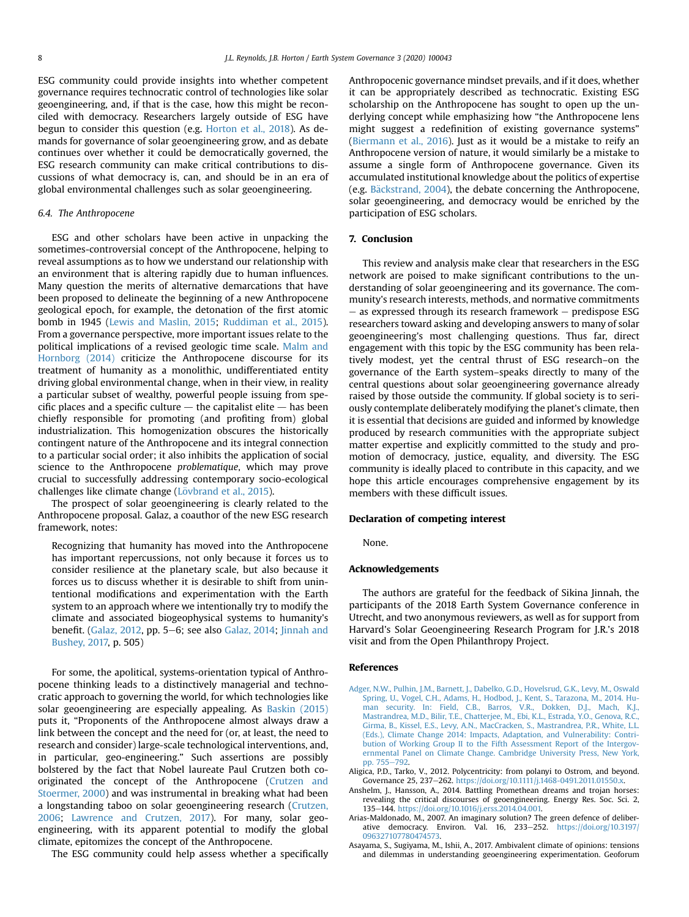ESG community could provide insights into whether competent governance requires technocratic control of technologies like solar geoengineering, and, if that is the case, how this might be reconciled with democracy. Researchers largely outside of ESG have begun to consider this question (e.g. Horton et al., 2018). As demands for governance of solar geoengineering grow, and as debate continues over whether it could be democratically governed, the ESG research community can make critical contributions to discussions of what democracy is, can, and should be in an era of global environmental challenges such as solar geoengineering.

### 6.4. The Anthropocene

ESG and other scholars have been active in unpacking the sometimes-controversial concept of the Anthropocene, helping to reveal assumptions as to how we understand our relationship with an environment that is altering rapidly due to human influences. Many question the merits of alternative demarcations that have been proposed to delineate the beginning of a new Anthropocene geological epoch, for example, the detonation of the first atomic bomb in 1945 (Lewis and Maslin, 2015; Ruddiman et al., 2015). From a governance perspective, more important issues relate to the political implications of a revised geologic time scale. Malm and Hornborg (2014) criticize the Anthropocene discourse for its treatment of humanity as a monolithic, undifferentiated entity driving global environmental change, when in their view, in reality a particular subset of wealthy, powerful people issuing from specific places and a specific culture — the capitalist elite — has been chiefly responsible for promoting (and profiting from) global industrialization. This homogenization obscures the historically contingent nature of the Anthropocene and its integral connection to a particular social order; it also inhibits the application of social science to the Anthropocene *problematique*, which may prove crucial to successfully addressing contemporary socio-ecological challenges like climate change (Lövbrand et al., 2015).

The prospect of solar geoengineering is clearly related to the Anthropocene proposal. Galaz, a coauthor of the new ESG research framework, notes:

> Recognizing that humanity has moved into the Anthropocene has important repercussions, not only because it forces us to consider resilience at the planetary scale, but also because it forces us to discuss whether it is desirable to shift from unintentional modifications and experimentation with the Earth system to an approach where we intentionally try to modify the climate and associated biogeophysical systems to humanity's benefit. (Galaz, 2012, pp. 5–6; see also Galaz, 2014; Jinnah and Bushey, 2017, p. 505)

For some, the apolitical, systems-orientation typical of Anthropocene thinking leads to a distinctively managerial and technocratic approach to governing the world, for which technologies like solar geoengineering are especially appealing. As Baskin (2015) puts it, "Proponents of the Anthropocene almost always draw a link between the concept and the need for (or, at least, the need to research and consider) large-scale technological interventions, and, in particular, geo-engineering." Such assertions are possibly bolstered by the fact that Nobel laureate Paul Crutzen both co-originated the concept of the Anthropocene (Crutzen and Stoermer, 2000) and was instrumental in breaking what had been a longstanding taboo on solar geoengineering research (Crutzen, 2006; Lawrence and Crutzen, 2017). For many, solar geoengineering, with its apparent potential to modify the global climate, epitomizes the concept of the Anthropocene.

The ESG community could help assess whether a specifically Anthropocenic governance mindset prevails, and if it does, whether it can be appropriately described as technocratic. Existing ESG scholarship on the Anthropocene has sought to open up the underlying concept while emphasizing how "the Anthropocene lens might suggest a redefinition of existing governance systems" (Biermann et al., 2016). Just as it would be a mistake to reify an Anthropocene version of nature, it would similarly be a mistake to assume a single form of Anthropocene governance. Given its accumulated institutional knowledge about the politics of expertise (e.g. Bäckstrand, 2004), the debate concerning the Anthropocene, solar geoengineering, and democracy would be enriched by the participation of ESG scholars.

## 7. Conclusion

This review and analysis make clear that researchers in the ESG network are poised to make significant contributions to the understanding of solar geoengineering and its governance. The community's research interests, methods, and normative commitments — as expressed through its research framework — predispose ESG researchers toward asking and developing answers to many of solar geoengineering's most challenging questions. Thus far, direct engagement with this topic by the ESG community has been relatively modest, yet the central thrust of ESG research–on the governance of the Earth system–speaks directly to many of the central questions about solar geoengineering governance already raised by those outside the community. If global society is to seriously contemplate deliberately modifying the planet's climate, then it is essential that decisions are guided and informed by knowledge produced by research communities with the appropriate subject matter expertise and explicitly committed to the study and promotion of democracy, justice, equality, and diversity. The ESG community is ideally placed to contribute in this capacity, and we hope this article encourages comprehensive engagement by its members with these difficult issues.

## Declaration of competing interest

None.

## Acknowledgements

The authors are grateful for the feedback of Sikina Jinnah, the participants of the 2018 Earth System Governance conference in Utrecht, and two anonymous reviewers, as well as for support from Harvard's Solar Geoengineering Research Program for J.R.'s 2018 visit and from the Open Philanthropy Project.

## References

Adger, N.W., Pulhin, J.M., Barnett, J., Dabelko, G.D., Hovelsrud, G.K., Levy, M., Oswald Spring, U., Vogel, C.H., Adams, H., Hodbod, J., Kent, S., Tarazona, M., 2014. Human security. In: Field, C.B., Barros, V.R., Dokken, D.J., Mach, K.J., Mastrandrea, M.D., Bilir, T.E., Chatterjee, M., Ebi, K.L., Estrada, Y.O., Genova, R.C., Girma, B., Kissel, E.S., Levy, A.N., MacCracken, S., Mastrandrea, P.R., White, L.L. (Eds.), Climate Change 2014: Impacts, Adaptation, and Vulnerability: Contribution of Working Group II to the Fifth Assessment Report of the Intergovernmental Panel on Climate Change. Cambridge University Press, New York, pp. 755–792.

Aligica, P.D., Tarko, V., 2012. Polycentricity: from polanyi to Ostrom, and beyond. Governance 25, 237–262. https://doi.org/10.1111/j.1468-0491.2011.01550.x.

Anshelm, J., Hansson, A., 2014. Battling Promethean dreams and trojan horses: revealing the critical discourses of geoengineering. Energy Res. Soc. Sci. 2, 135–144. https://doi.org/10.1016/j.erss.2014.04.001.

Arias-Maldonado, M., 2007. An imaginary solution? The green defence of deliberative democracy. Environ. Val. 16, 233–252. https://doi.org/10.3197/096327107780474573.

Asayama, S., Sugiyama, M., Ishii, A., 2017. Ambivalent climate of opinions: tensions and dilemmas in understanding geoengineering experimentation. Geoforum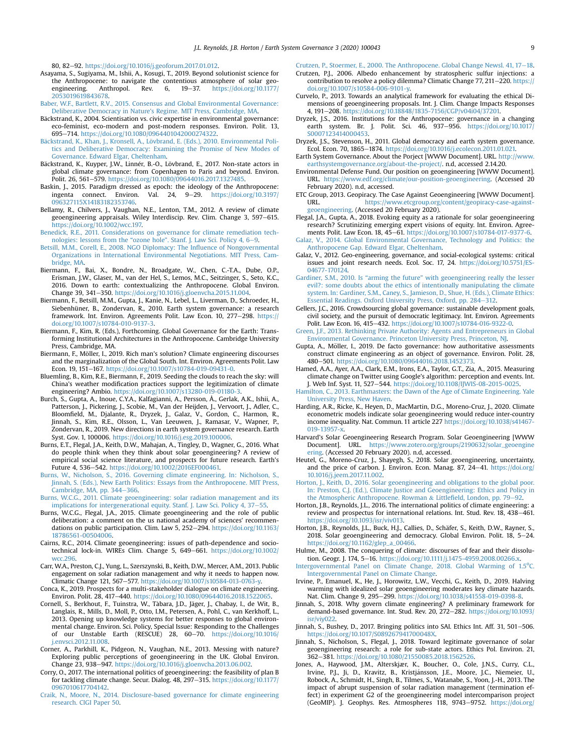80, 82–92. https://doi.org/10.1016/j.geoforum.2017.01.012.

Asayama, S., Sugiyama, M., Ishii, A., Kosugi, T., 2019. Beyond solutionist science for the Anthropocene: to navigate the contentious atmosphere of solar geoengineering. Anthropol. Rev. 6, 19–37. https://doi.org/10.1177/2053019619843678.

Baber, W.F., Bartlett, R.V., 2015. Consensus and Global Environmental Governance: Deliberative Democracy in Nature's Regime. MIT Press, Cambridge, MA.

Bäckstrand, K., 2004. Scientisation vs. civic expertise in environmental governance: eco-feminist, eco-modern and post-modern responses. Environ. Polit. 13, 695–714. https://doi.org/10.1080/0964401042000274322.

Bäckstrand, K., Khan, J., Kronsell, A., Lövbrand, E. (Eds.), 2010. Environmental Politics and Deliberative Democracy: Examining the Promise of New Modes of Governance. Edward Elgar, Cheltenham.

Bäckstrand, K., Kuyper, J.W., Linnér, B.-O., Lövbrand, E., 2017. Non-state actors in global climate governance: from Copenhagen to Paris and beyond. Environ. Polit. 26, 561–579. https://doi.org/10.1080/09644016.2017.1327485.

Baskin, J., 2015. Paradigm dressed as epoch: the ideology of the Anthropocene: ingenta connect. Environ. Val. 24, 9–29. https://doi.org/10.3197/096327115X14183182353746.

Bellamy, R., Chilvers, J., Vaughan, N.E., Lenton, T.M., 2012. A review of climate geoengineering appraisals. Wiley Interdiscip. Rev. Clim. Change 3, 597–615. https://doi.org/10.1002/wcc.197.

Benedick, R.E., 2011. Considerations on governance for climate remediation technologies: lessons from the "ozone hole". Stanf. J. Law Sci. Policy 4, 6–9.

Betsill, M.M., Corell, E., 2008. NGO Diplomacy: The Influence of Nongovernmental Organizations in International Environmental Negotiations. MIT Press, Cambridge, MA.

Biermann, F., Bai, X., Bondre, N., Broadgate, W., Chen, C.-T.A., Dube, O.P., Erisman, J.W., Glaser, M., van der Hel, S., Lemos, M.C., Seitzinger, S., Seto, K.C., 2016. Down to earth: contextualizing the Anthropocene. Global Environ. Change 39, 341–350. https://doi.org/10.1016/j.gloenvcha.2015.11.004.

Biermann, F., Betsill, M.M., Gupta, J., Kanie, N., Lebel, L., Liverman, D., Schroeder, H., Siebenhüner, B., Zondervan, R., 2010. Earth system governance: a research framework. Int. Environ. Agreements Polit. Law Econ. 10, 277–298. https://doi.org/10.1007/s10784-010-9137-3.

Biermann, F., Kim, R. (Eds.), Forthcoming. Global Governance for the Earth: Transforming Institutional Architectures in the Anthropocene. Cambridge University Press, Cambridge, MA.

Biermann, F., Möller, I., 2019. Rich man's solution? Climate engineering discourses and the marginalization of the Global South. Int. Environ. Agreements Polit. Law Econ. 19, 151–167. https://doi.org/10.1007/s10784-019-09431-0.

Bluemling, B., Kim, R.E., Biermann, F., 2019. Seeding the clouds to reach the sky: will China's weather modification practices support the legitimization of climate engineering? Ambio. https://doi.org/10.1007/s13280-019-01180-3.

Burch, S., Gupta, A., Inoue, C.Y.A., Kalfagianni, A., Persson, Å., Gerlak, A.K., Ishii, A., Patterson, J., Pickering, J., Scobie, M., Van der Heijden, J., Vervoort, J., Adler, C., Bloomfield, M., Djalante, R., Dryzek, J., Galaz, V., Gordon, C., Harmon, R., Jinnah, S., Kim, R.E., Olsson, L., Van Leeuwen, J., Ramasar, V., Wapner, P., Zondervan, R., 2019. New directions in earth system governance research. Earth Syst. Gov. 1, 100006. https://doi.org/10.1016/j.esg.2019.100006.

Burns, E.T., Flegal, J.A., Keith, D.W., Mahajan, A., Tingley, D., Wagner, G., 2016. What do people think when they think about solar geoengineering? A review of empirical social science literature, and prospects for future research. Earth's Future 4, 536–542. https://doi.org/10.1002/2016EF000461.

Burns, W., Nicholson, S., 2016. Governing climate engineering. In: Nicholson, S., Jinnah, S. (Eds.), New Earth Politics: Essays from the Anthropocene. MIT Press, Cambridge, MA, pp. 344–366.

Burns, W.C.G., 2011. Climate geoengineering: solar radiation management and its implications for intergenerational equity. Stanf. J. Law Sci. Policy 4, 37–55.

Burns, W.C.G., Flegal, J.A., 2015. Climate geoengineering and the role of public deliberation: a comment on the us national academy of sciences' recommendations on public participation. Clim. Law 5, 252–294. https://doi.org/10.1163/18786561-00504006.

Cairns, R.C., 2014. Climate geoengineering: issues of path-dependence and socio-technical lock-in. WIREs Clim. Change 5, 649–661. https://doi.org/10.1002/wcc.296.

Carr, W.A., Preston, C.J., Yung, L., Szerszynski, B., Keith, D.W., Mercer, A.M., 2013. Public engagement on solar radiation management and why it needs to happen now. Climatic Change 121, 567–577. https://doi.org/10.1007/s10584-013-0763-y.

Conca, K., 2019. Prospects for a multi-stakeholder dialogue on climate engineering. Environ. Polit. 28, 417–440. https://doi.org/10.1080/09644016.2018.1522065.

Cornell, S., Berkhout, F., Tuinstra, W., Tàbara, J.D., Jäger, J., Chabay, I., de Wit, B., Langlais, R., Mills, D., Moll, P., Otto, I.M., Petersen, A., Pohl, C., van Kerkhoff, L., 2013. Opening up knowledge systems for better responses to global environmental change. Environ. Sci. Policy, Special Issue: Responding to the Challenges of our Unstable Earth (RESCUE) 28, 60–70. https://doi.org/10.1016/j.envsci.2012.11.008.

Corner, A., Parkhill, K., Pidgeon, N., Vaughan, N.E., 2013. Messing with nature? Exploring public perceptions of geoengineering in the UK. Global Environ. Change 23, 938–947. https://doi.org/10.1016/j.gloenvcha.2013.06.002.

Corry, O., 2017. The international politics of geoengineering: the feasibility of plan B for tackling climate change. Secur. Dialog. 48, 297–315. https://doi.org/10.1177/0967010617704142.

Craik, N., Moore, N., 2014. Disclosure-based governance for climate engineering research. CIGI Paper 50.

Crutzen, P., Stoermer, E., 2000. The Anthropocene. Global Change Newsl. 41, 17–18.

Crutzen, P.J., 2006. Albedo enhancement by stratospheric sulfur injections: a contribution to resolve a policy dilemma? Climatic Change 77, 211–220. https://doi.org/10.1007/s10584-006-9101-y.

Curvelo, P., 2013. Towards an analytical framework for evaluating the ethical Dimensions of geoengineering proposals. Int. J. Clim. Change Impacts Responses 4, 191–208. https://doi.org/10.18848/1835-7156/CGP/v04i04/37201.

Dryzek, J.S., 2016. Institutions for the Anthropocene: governance in a changing earth system. Br. J. Polit. Sci. 46, 937–956. https://doi.org/10.1017/S0007123414000453.

Dryzek, J.S., Stevenson, H., 2011. Global democracy and earth system governance. Ecol. Econ. 70, 1865–1874. https://doi.org/10.1016/j.ecolecon.2011.01.021.

Earth System Governance. About the Porject [WWW Document]. URL. http://www.earthsystemgovernance.org/about-the-project/. n.d, accessed 2.14.20.

Environmental Defense Fund. Our position on geoengineering [WWW Document]. URL. https://www.edf.org/climate/our-position-geoengineering. (Accessed 20 February 2020). n.d, accessed.

ETC Group, 2013. Geopiracy. The Case Against Geoengineering [WWW Document]. URL. https://www.etcgroup.org/content/geopiracy-case-against-geoengineering. (Accessed 20 February 2020).

Flegal, J.A., Gupta, A., 2018. Evoking equity as a rationale for solar geoengineering research? Scrutinizing emerging expert visions of equity. Int. Environ. Agreements Polit. Law Econ. 18, 45–61. https://doi.org/10.1007/s10784-017-9377-6.

Galaz, V., 2014. Global Environmental Governance, Technology and Politics: the Anthropocene Gap. Edward Elgar, Cheltenham.

Galaz, V., 2012. Geo-engineering, governance, and social-ecological systems: critical issues and joint research needs. Ecol. Soc. 17, 24. https://doi.org/10.5751/ES-04677-170124.

Gardiner, S.M., 2010. Is "arming the future" with geoengineering really the lesser evil?: some doubts about the ethics of intentionally manipulating the climate system. In: Gardiner, S.M., Caney, S., Jamieson, D., Shue, H. (Eds.), Climate Ethics: Essential Readings. Oxford University Press, Oxford, pp. 284–312.

Gellers, J.C., 2016. Crowdsourcing global governance: sustainable development goals, civil society, and the pursuit of democratic legitimacy. Int. Environ. Agreements Polit. Law Econ. 16, 415–432. https://doi.org/10.1007/s10784-016-9322-0.

Green, J.F., 2013. Rethinking Private Authority: Agents and Entrepreneurs in Global Environmental Governance. Princeton University Press, Princeton, NJ.

Gupta, A., Möller, I., 2019. De facto governance: how authoritative assessments construct climate engineering as an object of governance. Environ. Polit. 28, 480–501. https://doi.org/10.1080/09644016.2018.1452373.

Hamed, A.A., Ayer, A.A., Clark, E.M., Irons, E.A., Taylor, G.T., Zia, A., 2015. Measuring climate change on Twitter using Google's algorithm: perception and events. Int. J. Web Inf. Syst. 11, 527–544. https://doi.org/10.1108/IJWIS-08-2015-0025.

Hamilton, C., 2013. Earthmasters: the Dawn of the Age of Climate Engineering. Yale University Press, New Haven.

Harding, A.R., Ricke, K., Heyen, D., MacMartin, D.G., Moreno-Cruz, J., 2020. Climate econometric models indicate solar geoengineering would reduce inter-country income inequality. Nat. Commun. 11 article 227 https://doi.org/10.1038/s41467-019-13957-x.

Harvard's Solar Geoengineering Research Program. Solar Geoengineering [WWW Document]. URL. https://www.zotero.org/groups/2190632/solar_geoengineering. (Accessed 20 February 2020). n.d, accessed.

Heutel, G., Moreno-Cruz, J., Shayegh, S., 2018. Solar geoengineering, uncertainty, and the price of carbon. J. Environ. Econ. Manag. 87, 24–41. https://doi.org/10.1016/j.jeem.2017.11.002.

Horton, J., Keith, D., 2016. Solar geoengineering and obligations to the global poor. In: Preston, C.J. (Ed.), Climate Justice and Geoengineering: Ethics and Policy in the Atmospheric Anthropocene. Rowman & Littlefield, London, pp. 79–92.

Horton, J.B., Reynolds, J.L., 2016. The international politics of climate engineering: a review and prospectus for international relations. Int. Stud. Rev. 18, 438–461. https://doi.org/10.1093/isr/viv013.

Horton, J.B., Reynolds, J.L., Buck, H.J., Callies, D., Schäfer, S., Keith, D.W., Rayner, S., 2018. Solar geoengineering and democracy. Global Environ. Polit. 18, 5–24. https://doi.org/10.1162/glep_a_00466.

Hulme, M., 2008. The conquering of climate: discourses of fear and their dissolution. Geogr. J. 174, 5–16. https://doi.org/10.1111/j.1475-4959.2008.00266.x.

Intergovernmental Panel on Climate Change, 2018. Global Warming of 1.5°C. Intergovernmental Panel on Climate Change.

Irvine, P., Emanuel, K., He, J., Horowitz, L.W., Vecchi, G., Keith, D., 2019. Halving warming with idealized solar geoengineering moderates key climate hazards. Nat. Clim. Change 9, 295–299. https://doi.org/10.1038/s41558-019-0398-8.

Jinnah, S., 2018. Why govern climate engineering? A preliminary framework for demand-based governance. Int. Stud. Rev. 20, 272–282. https://doi.org/10.1093/isr/viy022.

Jinnah, S., Bushey, D., 2017. Bringing politics into SAI. Ethics Int. Aff. 31, 501–506. https://doi.org/10.1017/S089267941700048X.

Jinnah, S., Nicholson, S., Flegal, J., 2018. Toward legitimate governance of solar geoengineering research: a role for sub-state actors. Ethics Pol. Environ. 21, 362–381. https://doi.org/10.1080/21550085.2018.1562526.

Jones, A., Haywood, J.M., Alterskjær, K., Boucher, O., Cole, J.N.S., Curry, C.L., Irvine, P.J., Ji, D., Kravitz, B., Kristjánsson, J.E., Moore, J.C., Niemeier, U., Robock, A., Schmidt, H., Singh, B., Tilmes, S., Watanabe, S., Yoon, J.-H., 2013. The impact of abrupt suspension of solar radiation management (termination effect) in experiment G2 of the geoengineering model intercomparison project (GeoMIP). J. Geophys. Res. Atmospheres 118, 9743–9752. https://doi.org/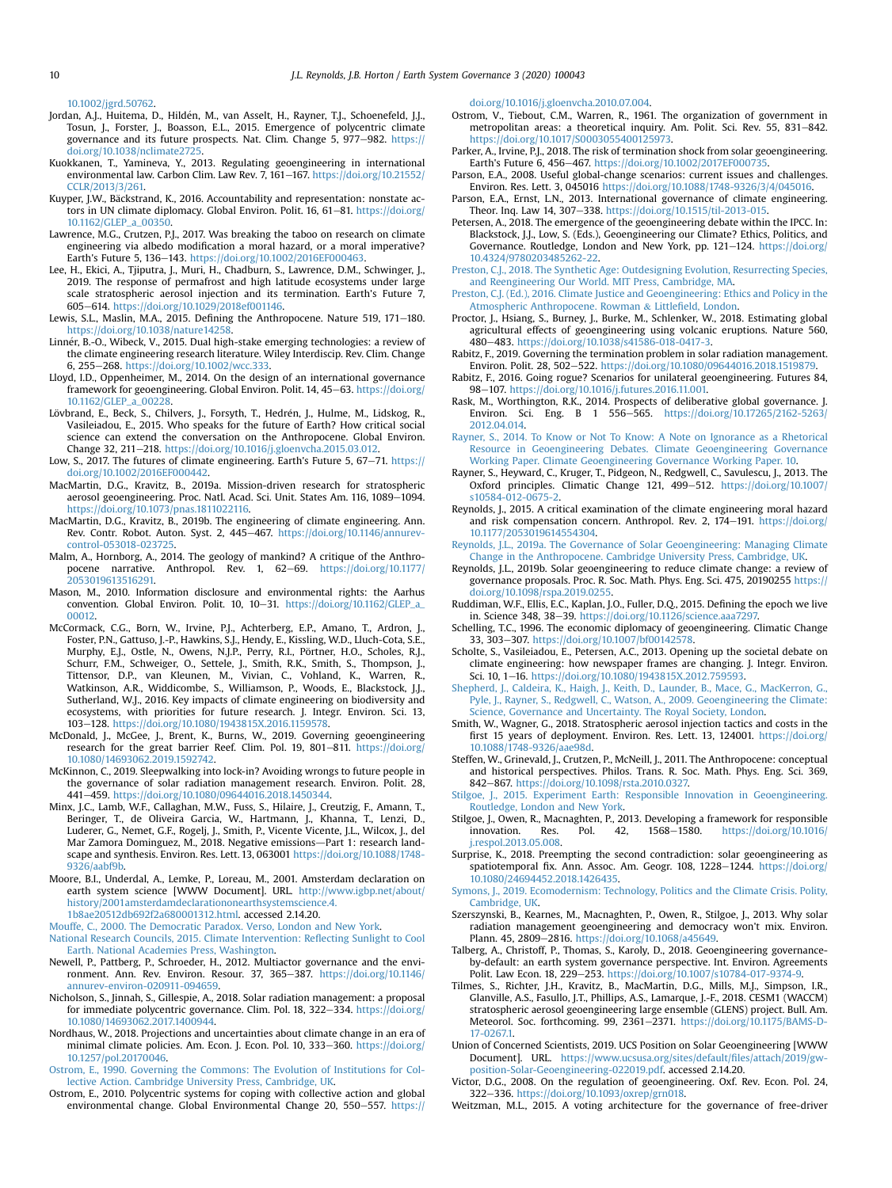10.1002/jgrd.50762.

Jordan, A.J., Huitema, D., Hildén, M., van Asselt, H., Rayner, T.J., Schoenefeld, J.J., Tosun, J., Forster, J., Boasson, E.L., 2015. Emergence of polycentric climate governance and its future prospects. Nat. Clim. Change 5, 977–982. https://doi.org/10.1038/nclimate2725.

Kuokkanen, T., Yamineva, Y., 2013. Regulating geoengineering in international environmental law. Carbon Clim. Law Rev. 7, 161–167. https://doi.org/10.21552/CCLR/2013/3/261.

Kuyper, J.W., Bäckstrand, K., 2016. Accountability and representation: nonstate actors in UN climate diplomacy. Global Environ. Polit. 16, 61–81. https://doi.org/10.1162/GLEP_a_00350.

Lawrence, M.G., Crutzen, P.J., 2017. Was breaking the taboo on research on climate engineering via albedo modification a moral hazard, or a moral imperative? Earth's Future 5, 136–143. https://doi.org/10.1002/2016EF000463.

Lee, H., Ekici, A., Tjiputra, J., Muri, H., Chadburn, S., Lawrence, D.M., Schwinger, J., 2019. The response of permafrost and high latitude ecosystems under large scale stratospheric aerosol injection and its termination. Earth's Future 7, 605–614. https://doi.org/10.1029/2018ef001146.

Lewis, S.L., Maslin, M.A., 2015. Defining the Anthropocene. Nature 519, 171–180. https://doi.org/10.1038/nature14258.

Linnér, B.-O., Wibeck, V., 2015. Dual high-stake emerging technologies: a review of the climate engineering research literature. Wiley Interdiscip. Rev. Clim. Change 6, 255–268. https://doi.org/10.1002/wcc.333.

Lloyd, I.D., Oppenheimer, M., 2014. On the design of an international governance framework for geoengineering. Global Environ. Polit. 14, 45–63. https://doi.org/10.1162/GLEP_a_00228.

Lövbrand, E., Beck, S., Chilvers, J., Forsyth, T., Hedrén, J., Hulme, M., Lidskog, R., Vasileiadou, E., 2015. Who speaks for the future of Earth? How critical social science can extend the conversation on the Anthropocene. Global Environ. Change 32, 211–218. https://doi.org/10.1016/j.gloenvcha.2015.03.012.

Low, S., 2017. The futures of climate engineering. Earth's Future 5, 67–71. https://doi.org/10.1002/2016EF000442.

MacMartin, D.G., Kravitz, B., 2019a. Mission-driven research for stratospheric aerosol geoengineering. Proc. Natl. Acad. Sci. Unit. States Am. 116, 1089–1094. https://doi.org/10.1073/pnas.1811022116.

MacMartin, D.G., Kravitz, B., 2019b. The engineering of climate engineering. Ann. Rev. Contr. Robot. Auton. Syst. 2, 445–467. https://doi.org/10.1146/annurev-control-053018-023725.

Malm, A., Hornborg, A., 2014. The geology of mankind? A critique of the Anthropocene narrative. Anthropol. Rev. 1, 62–69. https://doi.org/10.1177/2053019613516291.

Mason, M., 2010. Information disclosure and environmental rights: the Aarhus convention. Global Environ. Polit. 10, 10–31. https://doi.org/10.1162/GLEP_a_00012.

McCormack, C.G., Born, W., Irvine, P.J., Achterberg, E.P., Amano, T., Ardron, J., Foster, P.N., Gattuso, J.-P., Hawkins, S.J., Hendy, E., Kissling, W.D., Lluch-Cota, S.E., Murphy, E.J., Ostle, N., Owens, N.J.P., Perry, R.I., Pörtner, H.O., Scholes, R.J., Schurr, F.M., Schweiger, O., Settele, J., Smith, R.K., Smith, S., Thompson, J., Tittensor, D.P., van Kleunen, M., Vivian, C., Vohland, K., Warren, R., Watkinson, A.R., Widdicombe, S., Williamson, P., Woods, E., Blackstock, J.J., Sutherland, W.J., 2016. Key impacts of climate engineering on biodiversity and ecosystems, with priorities for future research. J. Integr. Environ. Sci. 13, 103–128. https://doi.org/10.1080/1943815X.2016.1159578.

McDonald, J., McGee, J., Brent, K., Burns, W., 2019. Governing geoengineering research for the great barrier Reef. Clim. Pol. 19, 801–811. https://doi.org/10.1080/14693062.2019.1592742.

McKinnon, C., 2019. Sleepwalking into lock-in? Avoiding wrongs to future people in the governance of solar radiation management research. Environ. Polit. 28, 441–459. https://doi.org/10.1080/09644016.2018.1450344.

Minx, J.C., Lamb, W.F., Callaghan, M.W., Fuss, S., Hilaire, J., Creutzig, F., Amann, T., Beringer, T., de Oliveira Garcia, W., Hartmann, J., Khanna, T., Lenzi, D., Luderer, G., Nemet, G.F., Rogelj, J., Smith, P., Vicente Vicente, J.L., Wilcox, J., del Mar Zamora Dominguez, M., 2018. Negative emissions—Part 1: research landscape and synthesis. Environ. Res. Lett. 13, 063001 https://doi.org/10.1088/1748-9326/aabf9b.

Moore, B.I., Underdal, A., Lemke, P., Loreau, M., 2001. Amsterdam declaration on earth system science [WWW Document]. URL. http://www.igbp.net/about/history/2001amsterdamdeclarationonearthsystemscience.4.1b8ae20512db692f2a680001312.html. accessed 2.14.20.

Mouffe, C., 2000. The Democratic Paradox. Verso, London and New York.

National Research Councils, 2015. Climate Intervention: Reflecting Sunlight to Cool Earth. National Academies Press, Washington.

Newell, P., Pattberg, P., Schroeder, H., 2012. Multiactor governance and the environment. Ann. Rev. Environ. Resour. 37, 365–387. https://doi.org/10.1146/annurev-environ-020911-094659.

Nicholson, S., Jinnah, S., Gillespie, A., 2018. Solar radiation management: a proposal for immediate polycentric governance. Clim. Pol. 18, 322–334. https://doi.org/10.1080/14693062.2017.1400944.

Nordhaus, W., 2018. Projections and uncertainties about climate change in an era of minimal climate policies. Am. Econ. J. Econ. Pol. 10, 333–360. https://doi.org/10.1257/pol.20170046.

Ostrom, E., 1990. Governing the Commons: The Evolution of Institutions for Collective Action. Cambridge University Press, Cambridge, UK.

Ostrom, E., 2010. Polycentric systems for coping with collective action and global environmental change. Global Environmental Change 20, 550–557. https://doi.org/10.1016/j.gloenvcha.2010.07.004.

Ostrom, V., Tiebout, C.M., Warren, R., 1961. The organization of government in metropolitan areas: a theoretical inquiry. Am. Polit. Sci. Rev. 55, 831–842. https://doi.org/10.1017/S0003055400125973.

Parker, A., Irvine, P.J., 2018. The risk of termination shock from solar geoengineering. Earth's Future 6, 456–467. https://doi.org/10.1002/2017EF000735.

Parson, E.A., 2008. Useful global-change scenarios: current issues and challenges. Environ. Res. Lett. 3, 045016 https://doi.org/10.1088/1748-9326/3/4/045016.

Parson, E.A., Ernst, L.N., 2013. International governance of climate engineering. Theor. Inq. Law 14, 307–338. https://doi.org/10.1515/til-2013-015.

Petersen, A., 2018. The emergence of the geoengineering debate within the IPCC. In: Blackstock, J.J., Low, S. (Eds.), Geoengineering our Climate? Ethics, Politics, and Governance. Routledge, London and New York, pp. 121–124. https://doi.org/10.4324/9780203485262-22.

Preston, C.J., 2018. The Synthetic Age: Outdesigning Evolution, Resurrecting Species, and Reengineering Our World. MIT Press, Cambridge, MA.

Preston, C.J. (Ed.), 2016. Climate Justice and Geoengineering: Ethics and Policy in the Atmospheric Anthropocene. Rowman & Littlefield, London.

Proctor, J., Hsiang, S., Burney, J., Burke, M., Schlenker, W., 2018. Estimating global agricultural effects of geoengineering using volcanic eruptions. Nature 560, 480–483. https://doi.org/10.1038/s41586-018-0417-3.

Rabitz, F., 2019. Governing the termination problem in solar radiation management. Environ. Polit. 28, 502–522. https://doi.org/10.1080/09644016.2018.1519879.

Rabitz, F., 2016. Going rogue? Scenarios for unilateral geoengineering. Futures 84, 98–107. https://doi.org/10.1016/j.futures.2016.11.001.

Rask, M., Worthington, R.K., 2014. Prospects of deliberative global governance. J. Environ. Sci. Eng. B 1 556–565. https://doi.org/10.17265/2162-5263/2012.04.014.

Rayner, S., 2014. To Know or Not To Know: A Note on Ignorance as a Rhetorical Resource in Geoengineering Debates. Climate Geoengineering Governance Working Paper. Climate Geoengineering Governance Working Paper. 10.

Rayner, S., Heyward, C., Kruger, T., Pidgeon, N., Redgwell, C., Savulescu, J., 2013. The Oxford principles. Climatic Change 121, 499–512. https://doi.org/10.1007/s10584-012-0675-2.

Reynolds, J., 2015. A critical examination of the climate engineering moral hazard and risk compensation concern. Anthropol. Rev. 2, 174–191. https://doi.org/10.1177/2053019614554304.

Reynolds, J.L., 2019a. The Governance of Solar Geoengineering: Managing Climate Change in the Anthropocene. Cambridge University Press, Cambridge, UK.

Reynolds, J.L., 2019b. Solar geoengineering to reduce climate change: a review of governance proposals. Proc. R. Soc. Math. Phys. Eng. Sci. 475, 20190255 https://doi.org/10.1098/rspa.2019.0255.

Ruddiman, W.F., Ellis, E.C., Kaplan, J.O., Fuller, D.Q., 2015. Defining the epoch we live in. Science 348, 38–39. https://doi.org/10.1126/science.aaa7297.

Schelling, T.C., 1996. The economic diplomacy of geoengineering. Climatic Change 33, 303–307. https://doi.org/10.1007/bf00142578.

Scholte, S., Vasileiadou, E., Petersen, A.C., 2013. Opening up the societal debate on climate engineering: how newspaper frames are changing. J. Integr. Environ. Sci. 10, 1–16. https://doi.org/10.1080/1943815X.2012.759593.

Shepherd, J., Caldeira, K., Haigh, J., Keith, D., Launder, B., Mace, G., MacKerron, G., Pyle, J., Rayner, S., Redgwell, C., Watson, A., 2009. Geoengineering the Climate: Science, Governance and Uncertainty. The Royal Society, London.

Smith, W., Wagner, G., 2018. Stratospheric aerosol injection tactics and costs in the first 15 years of deployment. Environ. Res. Lett. 13, 124001. https://doi.org/10.1088/1748-9326/aae98d.

Steffen, W., Grinevald, J., Crutzen, P., McNeill, J., 2011. The Anthropocene: conceptual and historical perspectives. Philos. Trans. R. Soc. Math. Phys. Eng. Sci. 369, 842–867. https://doi.org/10.1098/rsta.2010.0327.

Stilgoe, J., 2015. Experiment Earth: Responsible Innovation in Geoengineering. Routledge, London and New York.

Stilgoe, J., Owen, R., Macnaghten, P., 2013. Developing a framework for responsible innovation. Res. Pol. 42, 1568–1580. https://doi.org/10.1016/j.respol.2013.05.008.

Surprise, K., 2018. Preempting the second contradiction: solar geoengineering as spatiotemporal fix. Ann. Assoc. Am. Geogr. 108, 1228–1244. https://doi.org/10.1080/24694452.2018.1426435.

Symons, J., 2019. Ecomodernism: Technology, Politics and the Climate Crisis. Polity, Cambridge, UK.

Szerszynski, B., Kearnes, M., Macnaghten, P., Owen, R., Stilgoe, J., 2013. Why solar radiation management geoengineering and democracy won't mix. Environ. Plann. 45, 2809–2816. https://doi.org/10.1068/a45649.

Talberg, A., Christoff, P., Thomas, S., Karoly, D., 2018. Geoengineering governance-by-default: an earth system governance perspective. Int. Environ. Agreements Polit. Law Econ. 18, 229–253. https://doi.org/10.1007/s10784-017-9374-9.

Tilmes, S., Richter, J.H., Kravitz, B., MacMartin, D.G., Mills, M.J., Simpson, I.R., Glanville, A.S., Fasullo, J.T., Phillips, A.S., Lamarque, J.-F., 2018. CESM1 (WACCM) stratospheric aerosol geoengineering large ensemble (GLENS) project. Bull. Am. Meteorol. Soc. forthcoming. 99, 2361–2371. https://doi.org/10.1175/BAMS-D-17-0267.1.

Union of Concerned Scientists, 2019. UCS Position on Solar Geoengineering [WWW Document]. URL. https://www.ucsusa.org/sites/default/files/attach/2019/gw-position-Solar-Geoengineering-022019.pdf. accessed 2.14.20.

Victor, D.G., 2008. On the regulation of geoengineering. Oxf. Rev. Econ. Pol. 24, 322–336. https://doi.org/10.1093/oxrep/grn018.

Weitzman, M.L., 2015. A voting architecture for the governance of free-driver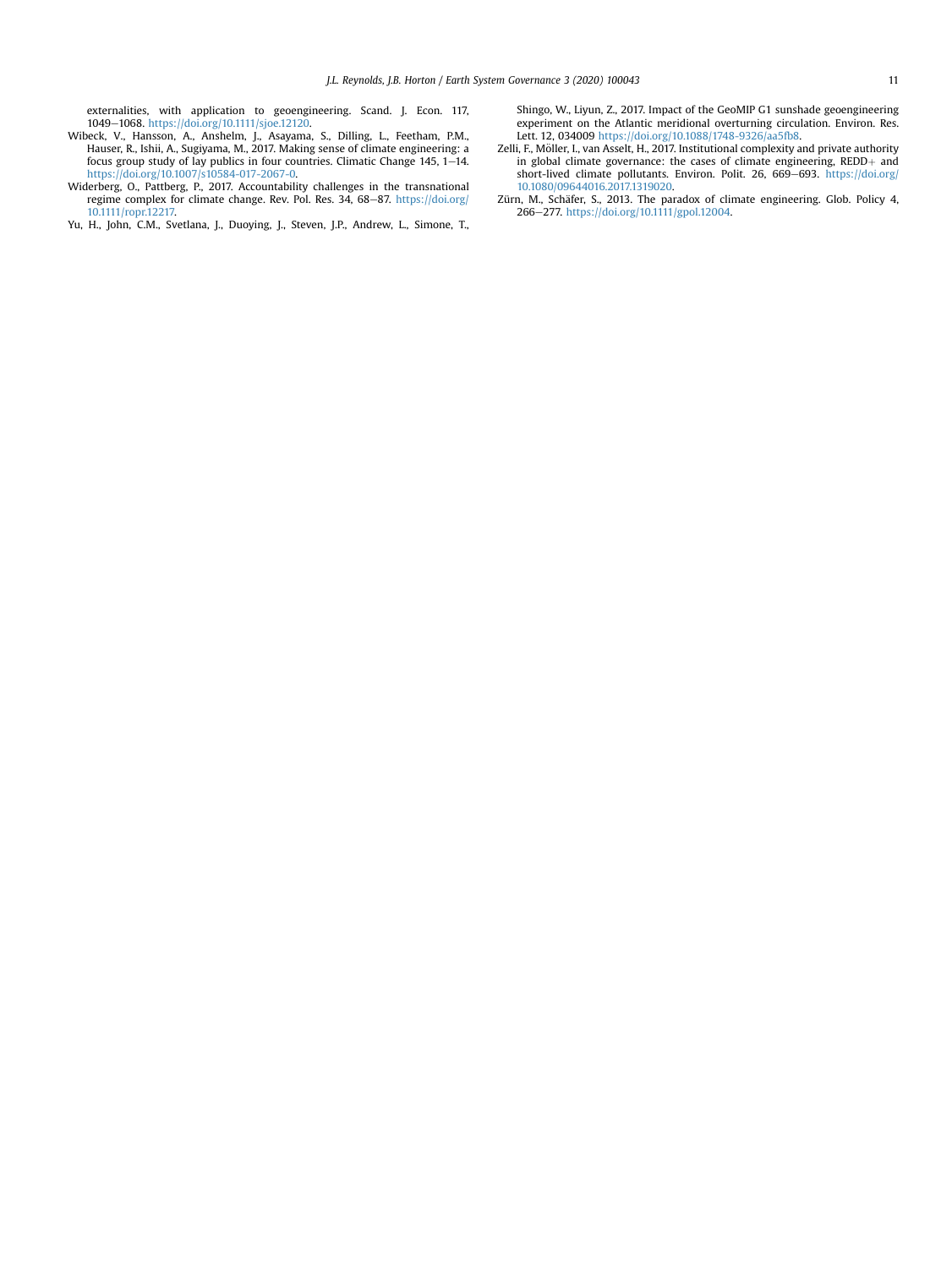externalities, with application to geoengineering. Scand. J. Econ. 117, 1049–1068. https://doi.org/10.1111/sjoe.12120.

Wibeck, V., Hansson, A., Anshelm, J., Asayama, S., Dilling, L., Feetham, P.M., Hauser, R., Ishii, A., Sugiyama, M., 2017. Making sense of climate engineering: a focus group study of lay publics in four countries. Climatic Change 145, 1–14. https://doi.org/10.1007/s10584-017-2067-0.

Widerberg, O., Pattberg, P., 2017. Accountability challenges in the transnational regime complex for climate change. Rev. Pol. Res. 34, 68–87. https://doi.org/10.1111/ropr.12217.

Yu, H., John, C.M., Svetlana, J., Duoying, J., Steven, J.P., Andrew, L., Simone, T., Shingo, W., Liyun, Z., 2017. Impact of the GeoMIP G1 sunshade geoengineering experiment on the Atlantic meridional overturning circulation. Environ. Res. Lett. 12, 034009 https://doi.org/10.1088/1748-9326/aa5fb8.

Zelli, F., Möller, I., van Asselt, H., 2017. Institutional complexity and private authority in global climate governance: the cases of climate engineering, REDD+ and short-lived climate pollutants. Environ. Polit. 26, 669–693. https://doi.org/10.1080/09644016.2017.1319020.

Zürn, M., Schäfer, S., 2013. The paradox of climate engineering. Glob. Policy 4, 266–277. https://doi.org/10.1111/gpol.12004.